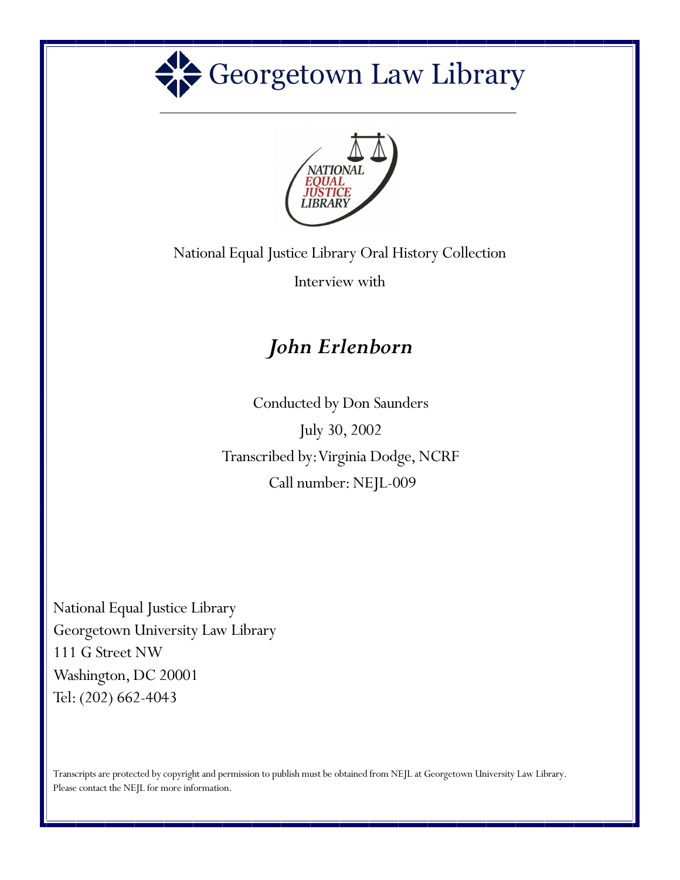# Georgetown Law Library

NATIONAL EQUAL JUSTICE LIBRARY

National Equal Justice Library Oral History Collection

Interview with

## *John Erlenborn*

Conducted by Don Saunders

July 30, 2002

Transcribed by: Virginia Dodge, NCRF

Call number: NEJL-009

National Equal Justice Library
Georgetown University Law Library
111 G Street NW
Washington, DC 20001
Tel: (202) 662-4043

Transcripts are protected by copyright and permission to publish must be obtained from NEJL at Georgetown University Law Library. Please contact the NEJL for more information.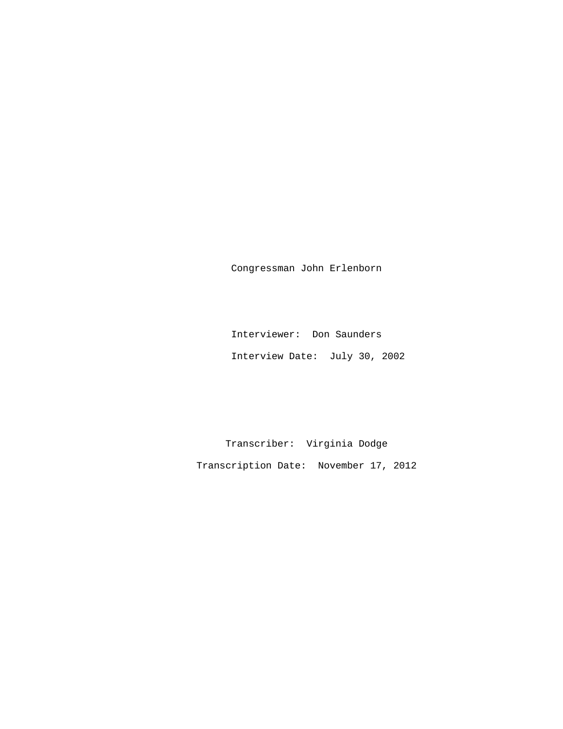Congressman John Erlenborn

Interviewer: Don Saunders

Interview Date: July 30, 2002

Transcriber: Virginia Dodge

Transcription Date: November 17, 2012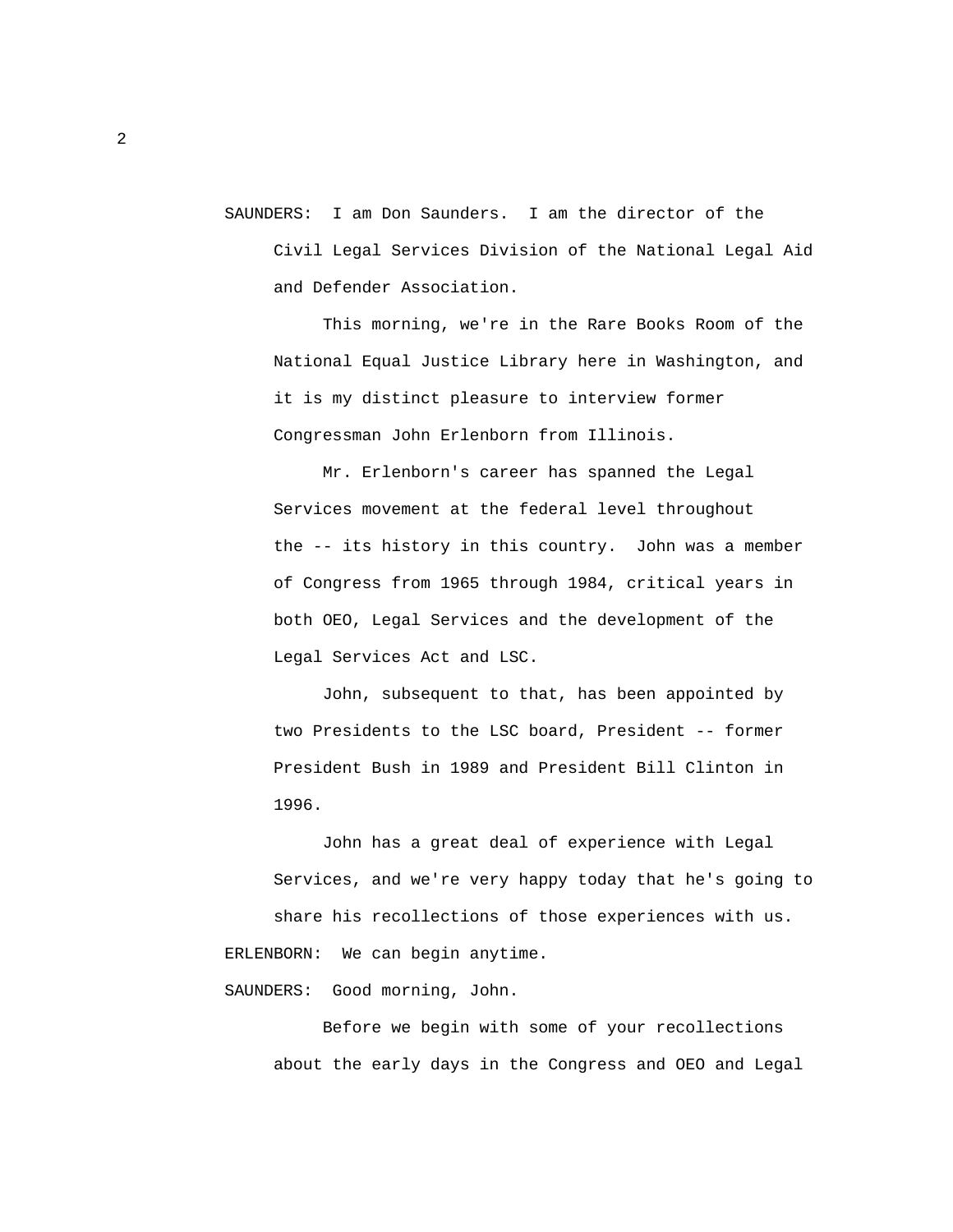SAUNDERS: I am Don Saunders. I am the director of the Civil Legal Services Division of the National Legal Aid and Defender Association.

This morning, we're in the Rare Books Room of the National Equal Justice Library here in Washington, and it is my distinct pleasure to interview former Congressman John Erlenborn from Illinois.

Mr. Erlenborn's career has spanned the Legal Services movement at the federal level throughout the -- its history in this country. John was a member of Congress from 1965 through 1984, critical years in both OEO, Legal Services and the development of the Legal Services Act and LSC.

John, subsequent to that, has been appointed by two Presidents to the LSC board, President -- former President Bush in 1989 and President Bill Clinton in 1996.

John has a great deal of experience with Legal Services, and we're very happy today that he's going to share his recollections of those experiences with us.

ERLENBORN: We can begin anytime.

SAUNDERS: Good morning, John.

Before we begin with some of your recollections about the early days in the Congress and OEO and Legal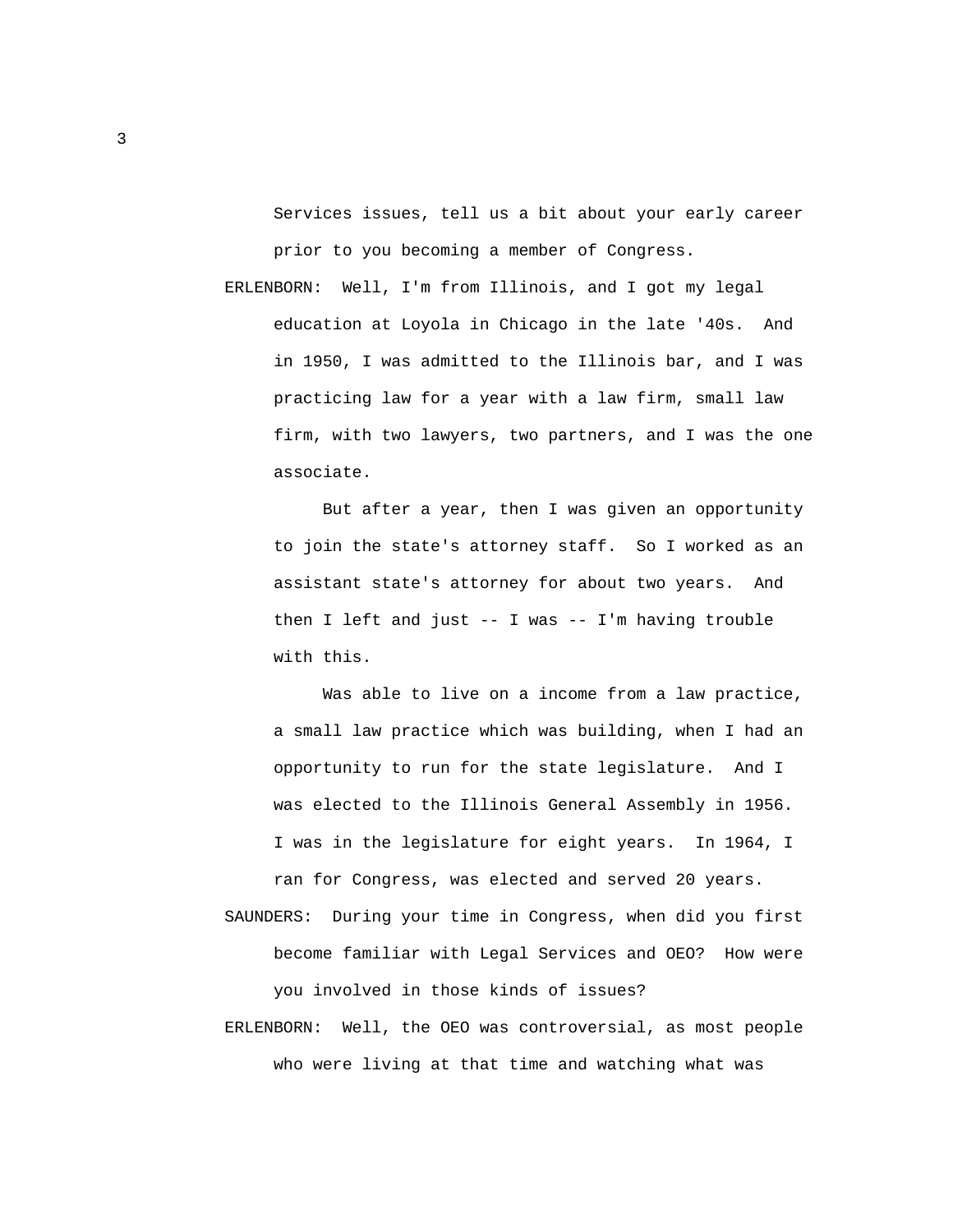Services issues, tell us a bit about your early career prior to you becoming a member of Congress.

ERLENBORN: Well, I'm from Illinois, and I got my legal education at Loyola in Chicago in the late '40s. And in 1950, I was admitted to the Illinois bar, and I was practicing law for a year with a law firm, small law firm, with two lawyers, two partners, and I was the one associate.

But after a year, then I was given an opportunity to join the state's attorney staff. So I worked as an assistant state's attorney for about two years. And then I left and just -- I was -- I'm having trouble with this.

Was able to live on a income from a law practice, a small law practice which was building, when I had an opportunity to run for the state legislature. And I was elected to the Illinois General Assembly in 1956. I was in the legislature for eight years. In 1964, I ran for Congress, was elected and served 20 years.

SAUNDERS: During your time in Congress, when did you first become familiar with Legal Services and OEO? How were you involved in those kinds of issues?

ERLENBORN: Well, the OEO was controversial, as most people who were living at that time and watching what was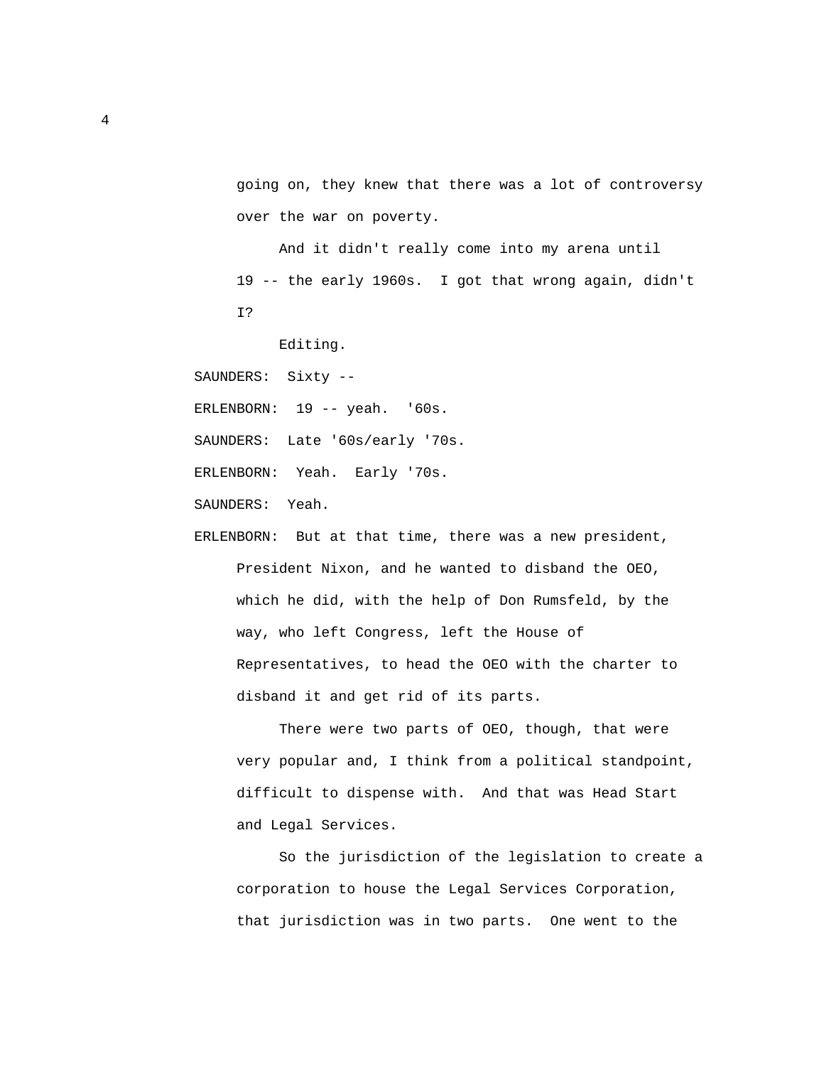going on, they knew that there was a lot of controversy over the war on poverty.

And it didn't really come into my arena until 19 -- the early 1960s. I got that wrong again, didn't I?

Editing.

SAUNDERS: Sixty --

ERLENBORN: 19 -- yeah. '60s.

SAUNDERS: Late '60s/early '70s.

ERLENBORN: Yeah. Early '70s.

SAUNDERS: Yeah.

ERLENBORN: But at that time, there was a new president, President Nixon, and he wanted to disband the OEO, which he did, with the help of Don Rumsfeld, by the way, who left Congress, left the House of Representatives, to head the OEO with the charter to disband it and get rid of its parts.

There were two parts of OEO, though, that were very popular and, I think from a political standpoint, difficult to dispense with. And that was Head Start and Legal Services.

So the jurisdiction of the legislation to create a corporation to house the Legal Services Corporation, that jurisdiction was in two parts. One went to the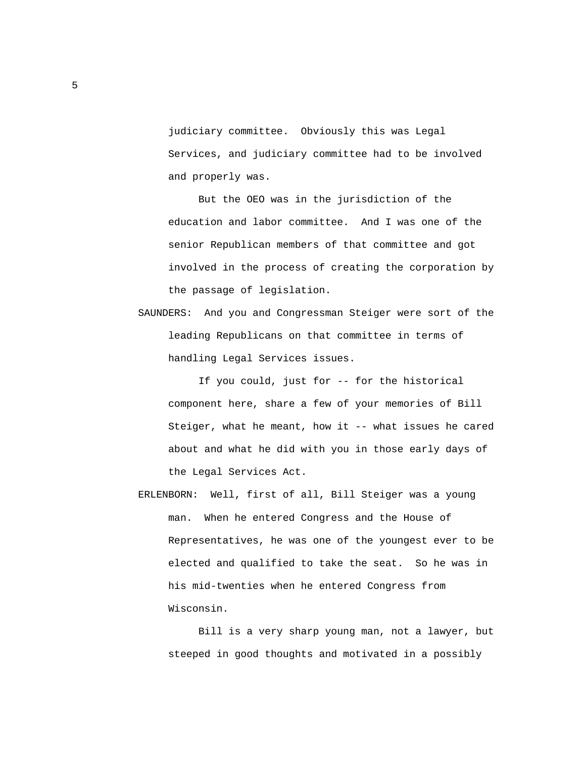judiciary committee. Obviously this was Legal Services, and judiciary committee had to be involved and properly was.

But the OEO was in the jurisdiction of the education and labor committee. And I was one of the senior Republican members of that committee and got involved in the process of creating the corporation by the passage of legislation.

SAUNDERS: And you and Congressman Steiger were sort of the leading Republicans on that committee in terms of handling Legal Services issues.

If you could, just for -- for the historical component here, share a few of your memories of Bill Steiger, what he meant, how it -- what issues he cared about and what he did with you in those early days of the Legal Services Act.

ERLENBORN: Well, first of all, Bill Steiger was a young man. When he entered Congress and the House of Representatives, he was one of the youngest ever to be elected and qualified to take the seat. So he was in his mid-twenties when he entered Congress from Wisconsin.

Bill is a very sharp young man, not a lawyer, but steeped in good thoughts and motivated in a possibly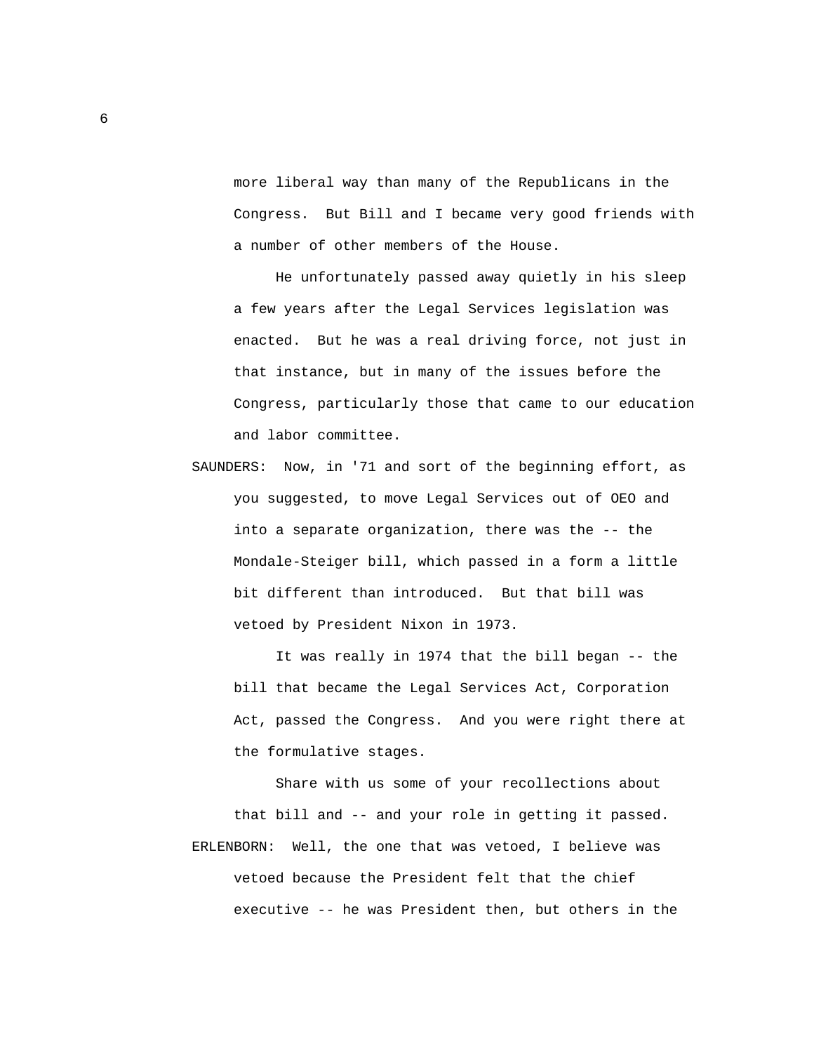more liberal way than many of the Republicans in the Congress. But Bill and I became very good friends with a number of other members of the House.

He unfortunately passed away quietly in his sleep a few years after the Legal Services legislation was enacted. But he was a real driving force, not just in that instance, but in many of the issues before the Congress, particularly those that came to our education and labor committee.

SAUNDERS: Now, in '71 and sort of the beginning effort, as you suggested, to move Legal Services out of OEO and into a separate organization, there was the -- the Mondale-Steiger bill, which passed in a form a little bit different than introduced. But that bill was vetoed by President Nixon in 1973.

It was really in 1974 that the bill began -- the bill that became the Legal Services Act, Corporation Act, passed the Congress. And you were right there at the formulative stages.

Share with us some of your recollections about that bill and -- and your role in getting it passed.

ERLENBORN: Well, the one that was vetoed, I believe was vetoed because the President felt that the chief executive -- he was President then, but others in the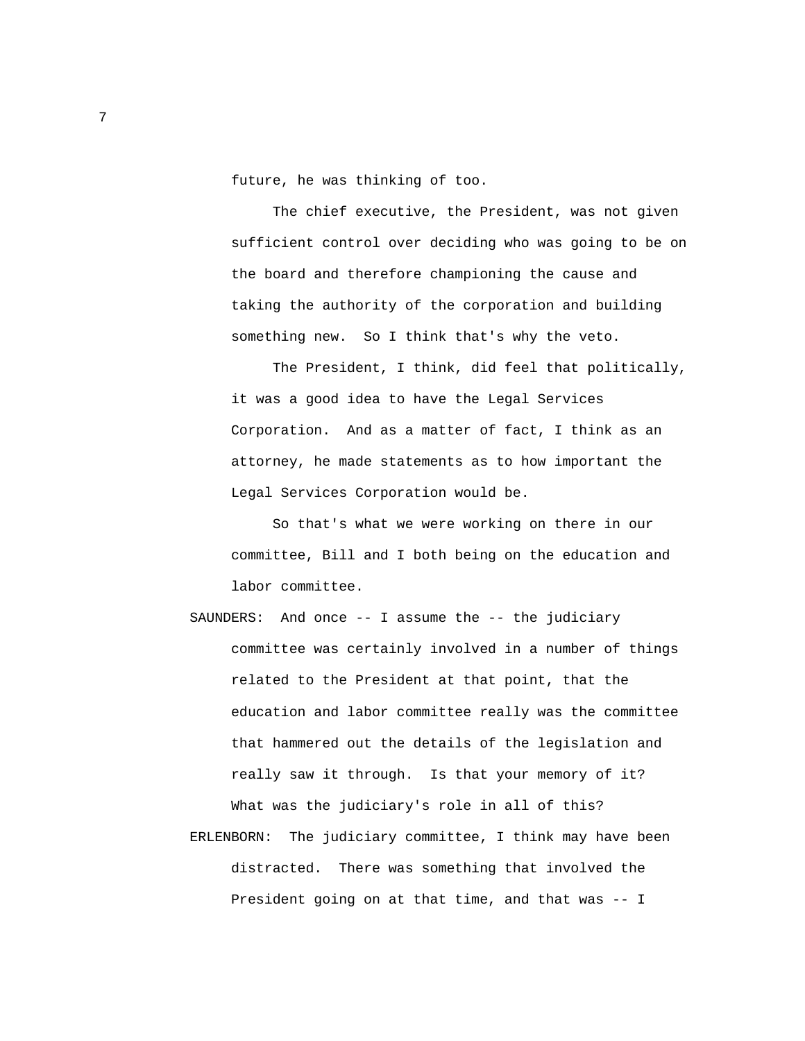future, he was thinking of too.

The chief executive, the President, was not given sufficient control over deciding who was going to be on the board and therefore championing the cause and taking the authority of the corporation and building something new. So I think that's why the veto.

The President, I think, did feel that politically, it was a good idea to have the Legal Services Corporation. And as a matter of fact, I think as an attorney, he made statements as to how important the Legal Services Corporation would be.

So that's what we were working on there in our committee, Bill and I both being on the education and labor committee.

SAUNDERS: And once -- I assume the -- the judiciary committee was certainly involved in a number of things related to the President at that point, that the education and labor committee really was the committee that hammered out the details of the legislation and really saw it through. Is that your memory of it? What was the judiciary's role in all of this?

ERLENBORN: The judiciary committee, I think may have been distracted. There was something that involved the President going on at that time, and that was -- I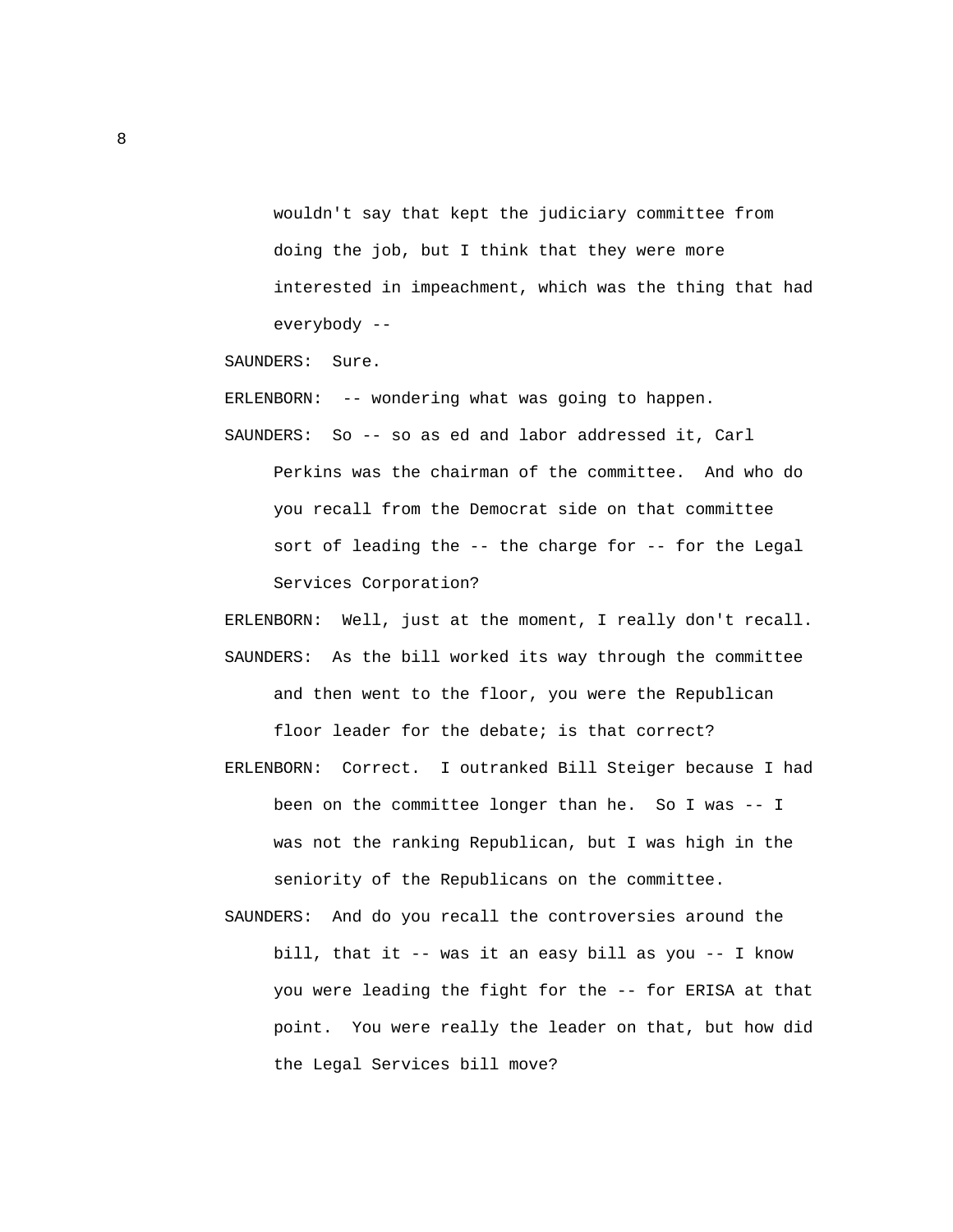wouldn't say that kept the judiciary committee from doing the job, but I think that they were more interested in impeachment, which was the thing that had everybody --

SAUNDERS: Sure.

ERLENBORN: -- wondering what was going to happen.

SAUNDERS: So -- so as ed and labor addressed it, Carl Perkins was the chairman of the committee. And who do you recall from the Democrat side on that committee sort of leading the -- the charge for -- for the Legal Services Corporation?

ERLENBORN: Well, just at the moment, I really don't recall.

SAUNDERS: As the bill worked its way through the committee and then went to the floor, you were the Republican floor leader for the debate; is that correct?

ERLENBORN: Correct. I outranked Bill Steiger because I had been on the committee longer than he. So I was -- I was not the ranking Republican, but I was high in the seniority of the Republicans on the committee.

SAUNDERS: And do you recall the controversies around the bill, that it -- was it an easy bill as you -- I know you were leading the fight for the -- for ERISA at that point. You were really the leader on that, but how did the Legal Services bill move?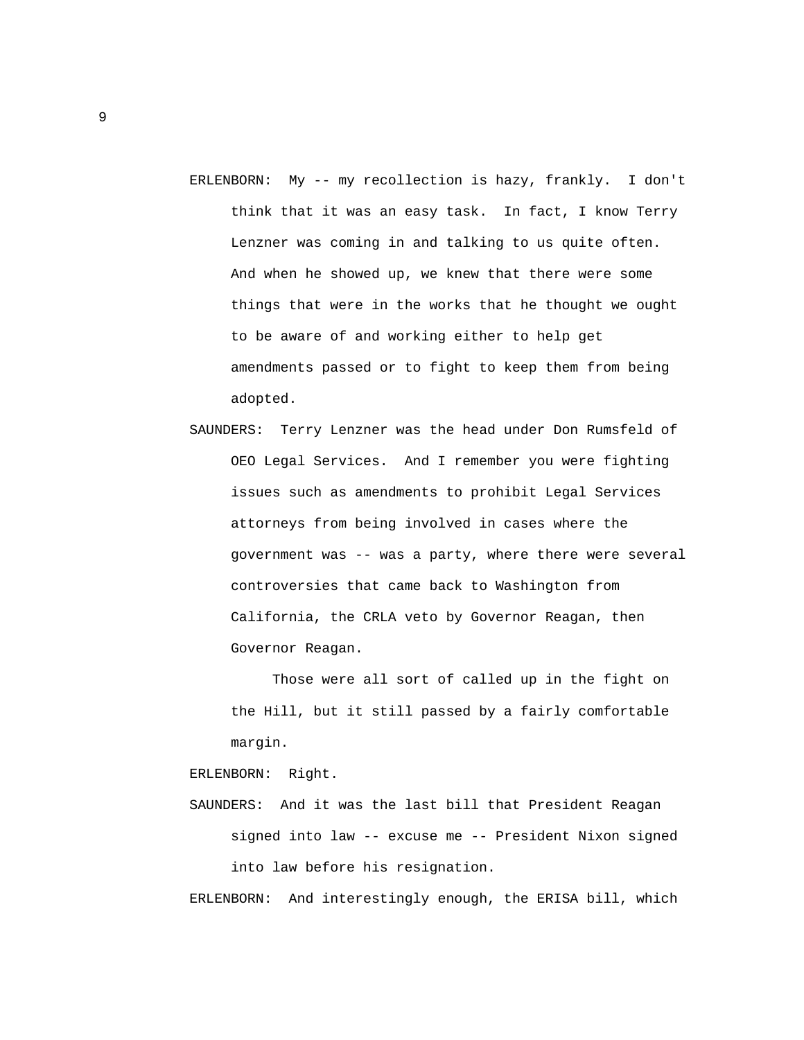ERLENBORN: My -- my recollection is hazy, frankly. I don't think that it was an easy task. In fact, I know Terry Lenzner was coming in and talking to us quite often. And when he showed up, we knew that there were some things that were in the works that he thought we ought to be aware of and working either to help get amendments passed or to fight to keep them from being adopted.

SAUNDERS: Terry Lenzner was the head under Don Rumsfeld of OEO Legal Services. And I remember you were fighting issues such as amendments to prohibit Legal Services attorneys from being involved in cases where the government was -- was a party, where there were several controversies that came back to Washington from California, the CRLA veto by Governor Reagan, then Governor Reagan.

Those were all sort of called up in the fight on the Hill, but it still passed by a fairly comfortable margin.

ERLENBORN: Right.

SAUNDERS: And it was the last bill that President Reagan signed into law -- excuse me -- President Nixon signed into law before his resignation.

ERLENBORN: And interestingly enough, the ERISA bill, which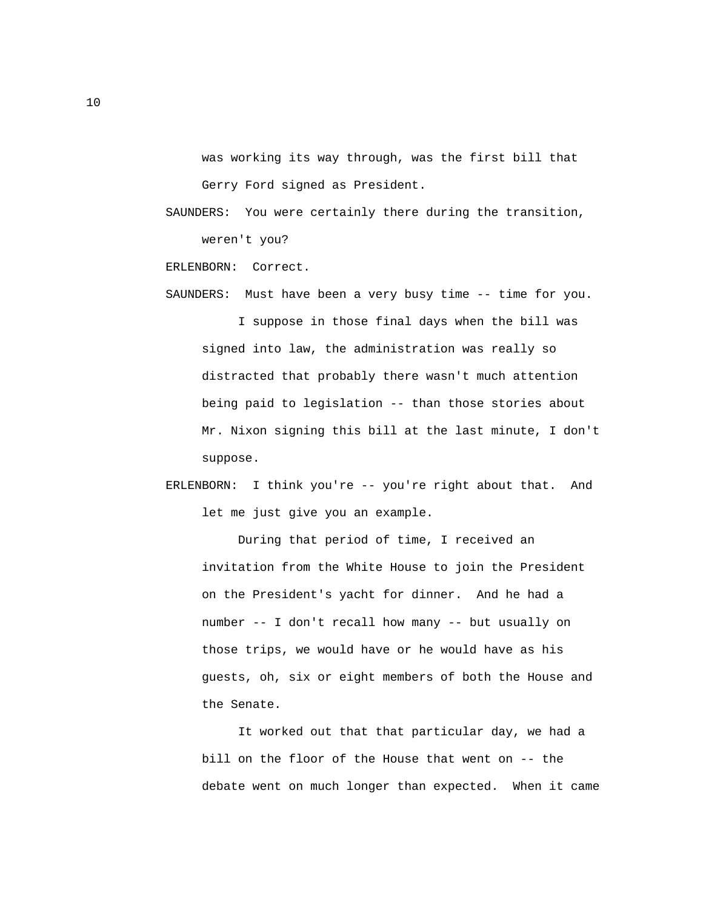was working its way through, was the first bill that Gerry Ford signed as President.

SAUNDERS: You were certainly there during the transition, weren't you?

ERLENBORN: Correct.

SAUNDERS: Must have been a very busy time -- time for you.

I suppose in those final days when the bill was signed into law, the administration was really so distracted that probably there wasn't much attention being paid to legislation -- than those stories about Mr. Nixon signing this bill at the last minute, I don't suppose.

ERLENBORN: I think you're -- you're right about that. And let me just give you an example.

During that period of time, I received an invitation from the White House to join the President on the President's yacht for dinner. And he had a number -- I don't recall how many -- but usually on those trips, we would have or he would have as his guests, oh, six or eight members of both the House and the Senate.

It worked out that that particular day, we had a bill on the floor of the House that went on -- the debate went on much longer than expected. When it came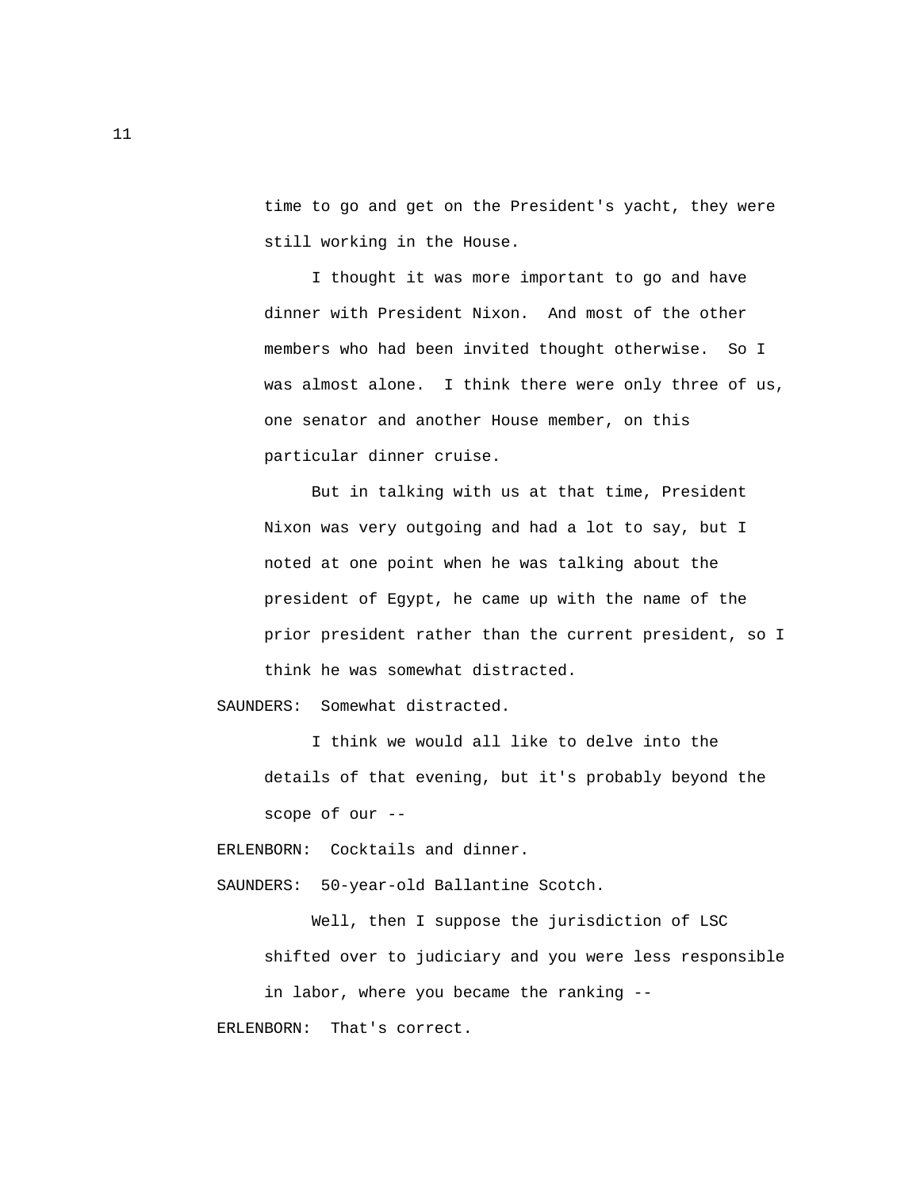time to go and get on the President's yacht, they were still working in the House.

I thought it was more important to go and have dinner with President Nixon. And most of the other members who had been invited thought otherwise. So I was almost alone. I think there were only three of us, one senator and another House member, on this particular dinner cruise.

But in talking with us at that time, President Nixon was very outgoing and had a lot to say, but I noted at one point when he was talking about the president of Egypt, he came up with the name of the prior president rather than the current president, so I think he was somewhat distracted.

SAUNDERS: Somewhat distracted.

I think we would all like to delve into the details of that evening, but it's probably beyond the scope of our --

ERLENBORN: Cocktails and dinner.

SAUNDERS: 50-year-old Ballantine Scotch.

Well, then I suppose the jurisdiction of LSC shifted over to judiciary and you were less responsible in labor, where you became the ranking --

ERLENBORN: That's correct.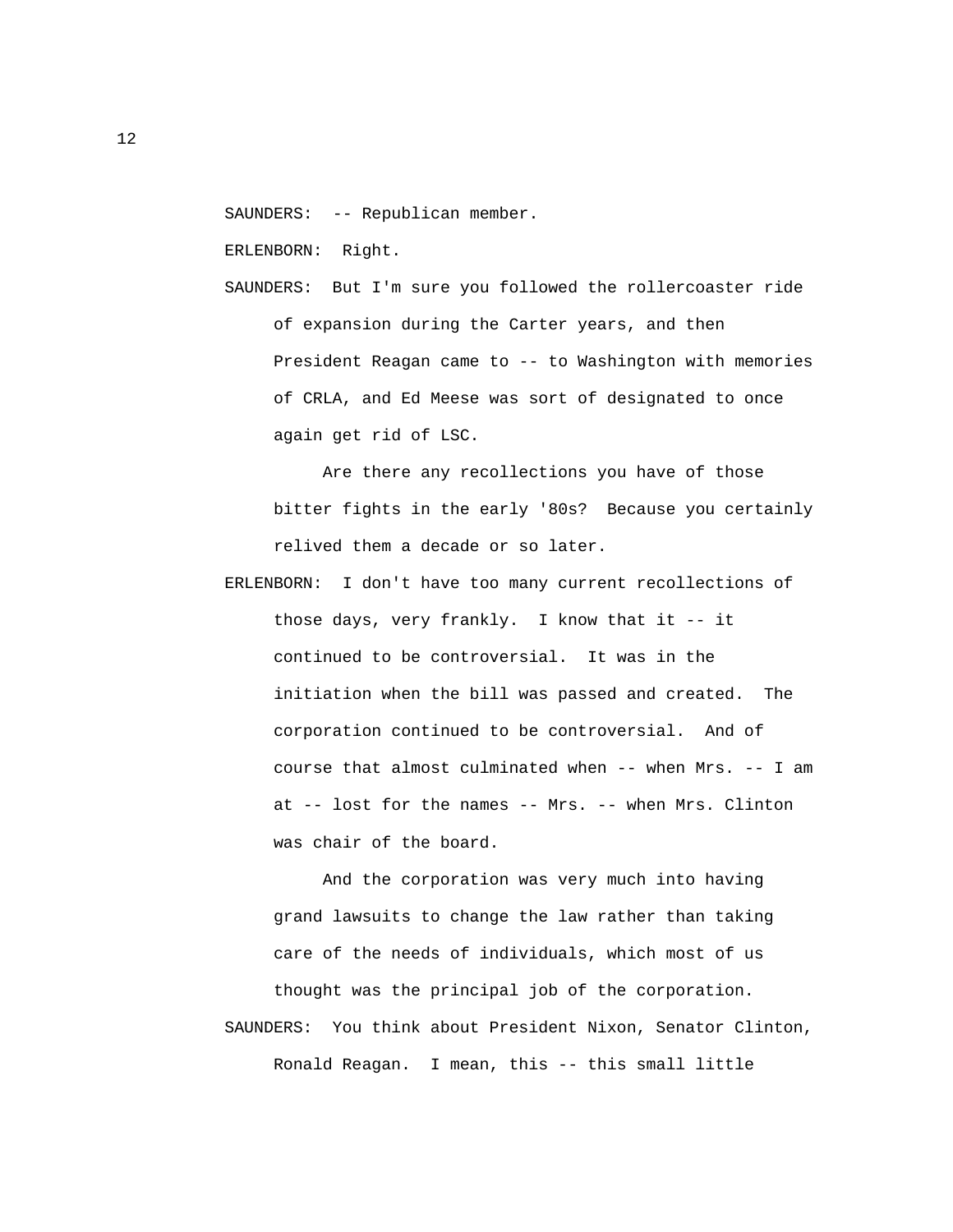SAUNDERS: -- Republican member.

ERLENBORN: Right.

SAUNDERS: But I'm sure you followed the rollercoaster ride of expansion during the Carter years, and then President Reagan came to -- to Washington with memories of CRLA, and Ed Meese was sort of designated to once again get rid of LSC.

Are there any recollections you have of those bitter fights in the early '80s? Because you certainly relived them a decade or so later.

ERLENBORN: I don't have too many current recollections of those days, very frankly. I know that it -- it continued to be controversial. It was in the initiation when the bill was passed and created. The corporation continued to be controversial. And of course that almost culminated when -- when Mrs. -- I am at -- lost for the names -- Mrs. -- when Mrs. Clinton was chair of the board.

And the corporation was very much into having grand lawsuits to change the law rather than taking care of the needs of individuals, which most of us thought was the principal job of the corporation.

SAUNDERS: You think about President Nixon, Senator Clinton, Ronald Reagan. I mean, this -- this small little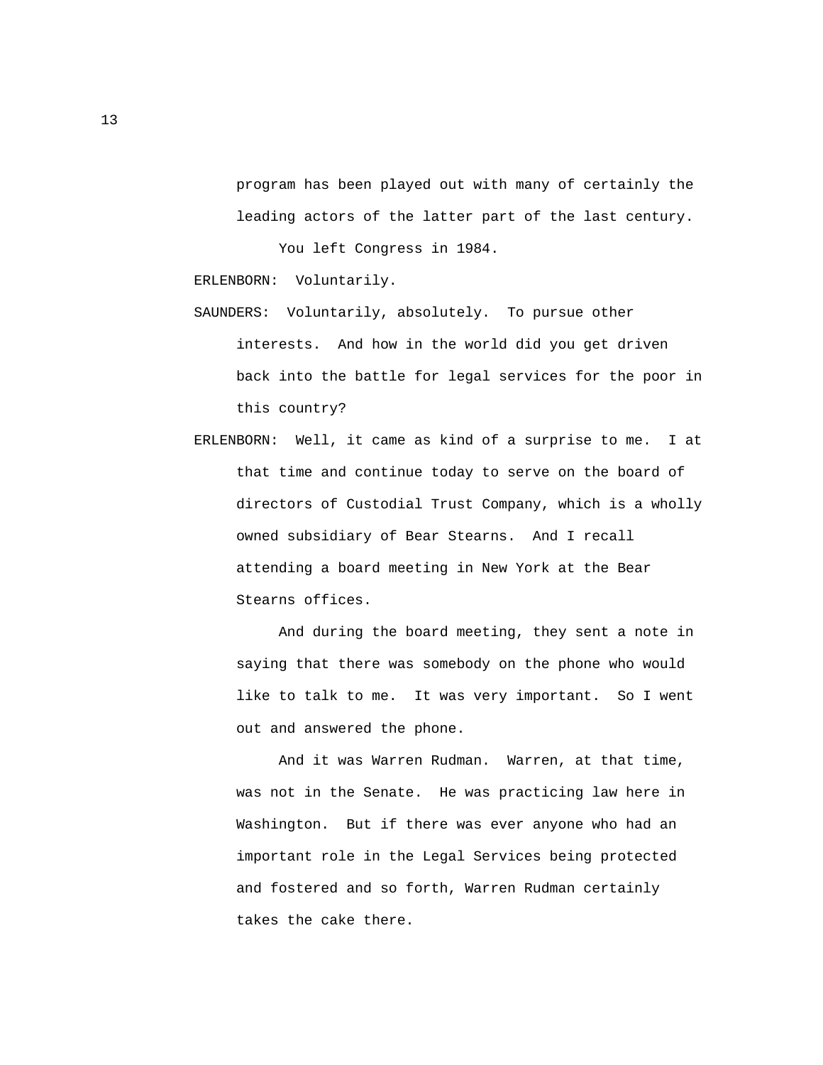program has been played out with many of certainly the leading actors of the latter part of the last century.

You left Congress in 1984.

ERLENBORN: Voluntarily.

SAUNDERS: Voluntarily, absolutely. To pursue other interests. And how in the world did you get driven back into the battle for legal services for the poor in this country?

ERLENBORN: Well, it came as kind of a surprise to me. I at that time and continue today to serve on the board of directors of Custodial Trust Company, which is a wholly owned subsidiary of Bear Stearns. And I recall attending a board meeting in New York at the Bear Stearns offices.

And during the board meeting, they sent a note in saying that there was somebody on the phone who would like to talk to me. It was very important. So I went out and answered the phone.

And it was Warren Rudman. Warren, at that time, was not in the Senate. He was practicing law here in Washington. But if there was ever anyone who had an important role in the Legal Services being protected and fostered and so forth, Warren Rudman certainly takes the cake there.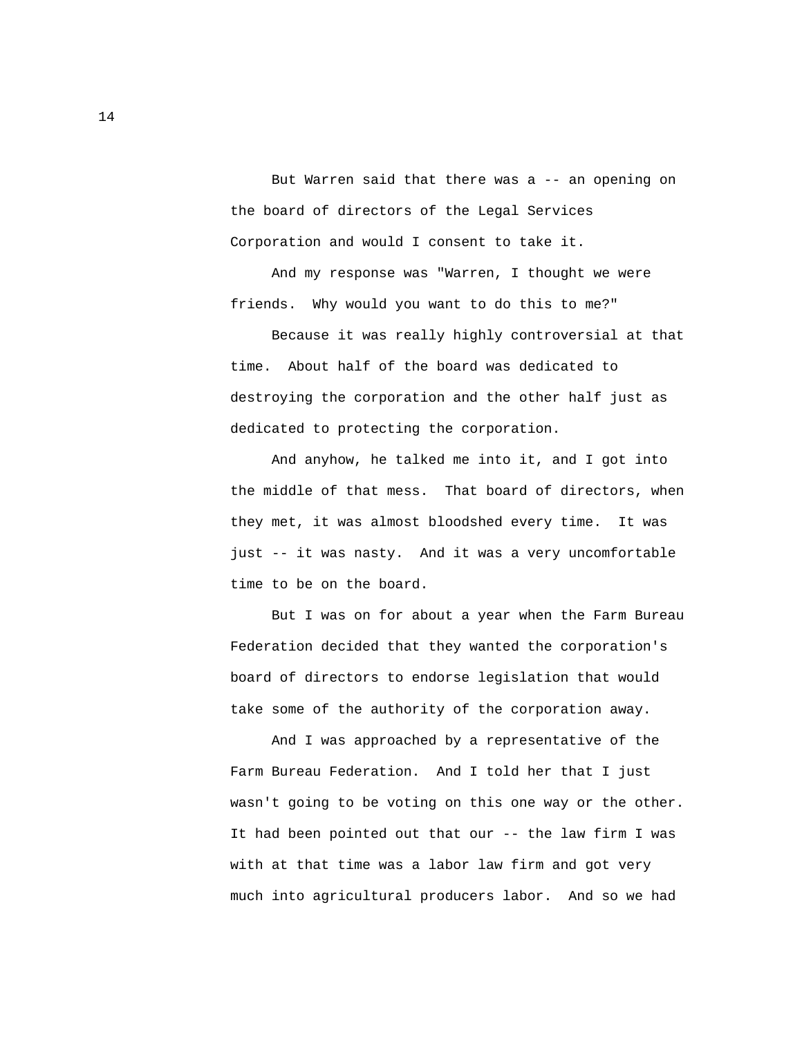But Warren said that there was a -- an opening on the board of directors of the Legal Services Corporation and would I consent to take it.

And my response was "Warren, I thought we were friends.  Why would you want to do this to me?"

Because it was really highly controversial at that time.  About half of the board was dedicated to destroying the corporation and the other half just as dedicated to protecting the corporation.

And anyhow, he talked me into it, and I got into the middle of that mess.  That board of directors, when they met, it was almost bloodshed every time.  It was just -- it was nasty.  And it was a very uncomfortable time to be on the board.

But I was on for about a year when the Farm Bureau Federation decided that they wanted the corporation's board of directors to endorse legislation that would take some of the authority of the corporation away.

And I was approached by a representative of the Farm Bureau Federation.  And I told her that I just wasn't going to be voting on this one way or the other. It had been pointed out that our -- the law firm I was with at that time was a labor law firm and got very much into agricultural producers labor.  And so we had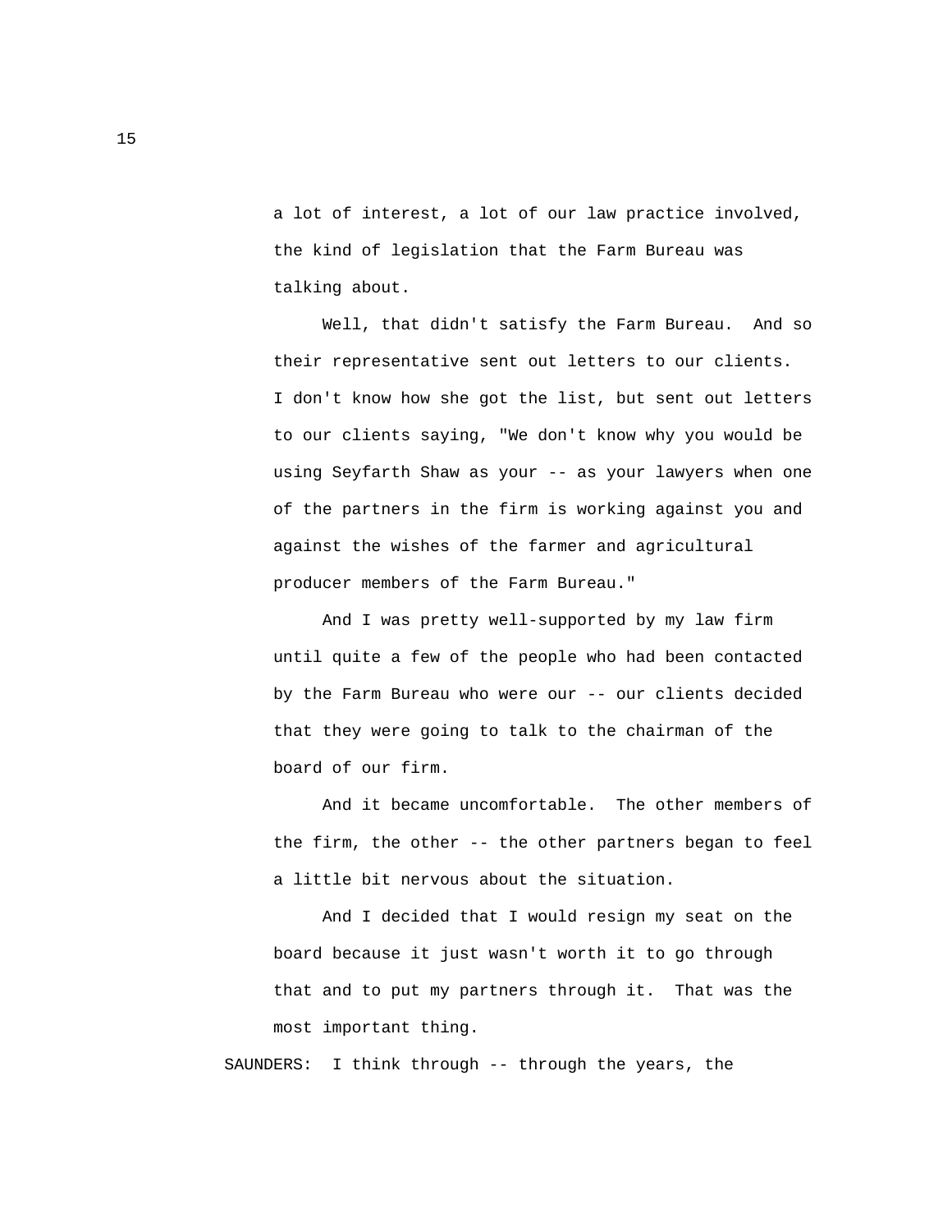a lot of interest, a lot of our law practice involved, the kind of legislation that the Farm Bureau was talking about.

Well, that didn't satisfy the Farm Bureau.  And so their representative sent out letters to our clients. I don't know how she got the list, but sent out letters to our clients saying, "We don't know why you would be using Seyfarth Shaw as your -- as your lawyers when one of the partners in the firm is working against you and against the wishes of the farmer and agricultural producer members of the Farm Bureau."

And I was pretty well-supported by my law firm until quite a few of the people who had been contacted by the Farm Bureau who were our -- our clients decided that they were going to talk to the chairman of the board of our firm.

And it became uncomfortable.  The other members of the firm, the other -- the other partners began to feel a little bit nervous about the situation.

And I decided that I would resign my seat on the board because it just wasn't worth it to go through that and to put my partners through it.  That was the most important thing.

SAUNDERS:  I think through -- through the years, the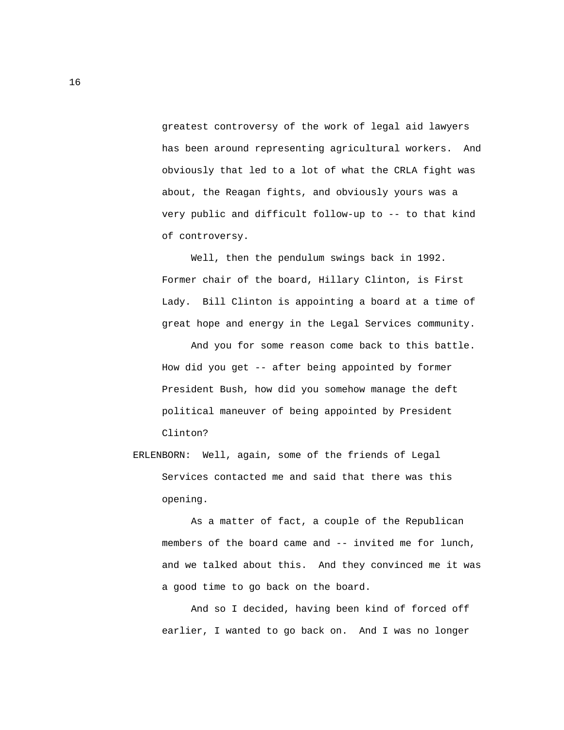greatest controversy of the work of legal aid lawyers has been around representing agricultural workers. And obviously that led to a lot of what the CRLA fight was about, the Reagan fights, and obviously yours was a very public and difficult follow-up to -- to that kind of controversy.

Well, then the pendulum swings back in 1992. Former chair of the board, Hillary Clinton, is First Lady. Bill Clinton is appointing a board at a time of great hope and energy in the Legal Services community.

And you for some reason come back to this battle. How did you get -- after being appointed by former President Bush, how did you somehow manage the deft political maneuver of being appointed by President Clinton?

ERLENBORN: Well, again, some of the friends of Legal Services contacted me and said that there was this opening.

As a matter of fact, a couple of the Republican members of the board came and -- invited me for lunch, and we talked about this. And they convinced me it was a good time to go back on the board.

And so I decided, having been kind of forced off earlier, I wanted to go back on. And I was no longer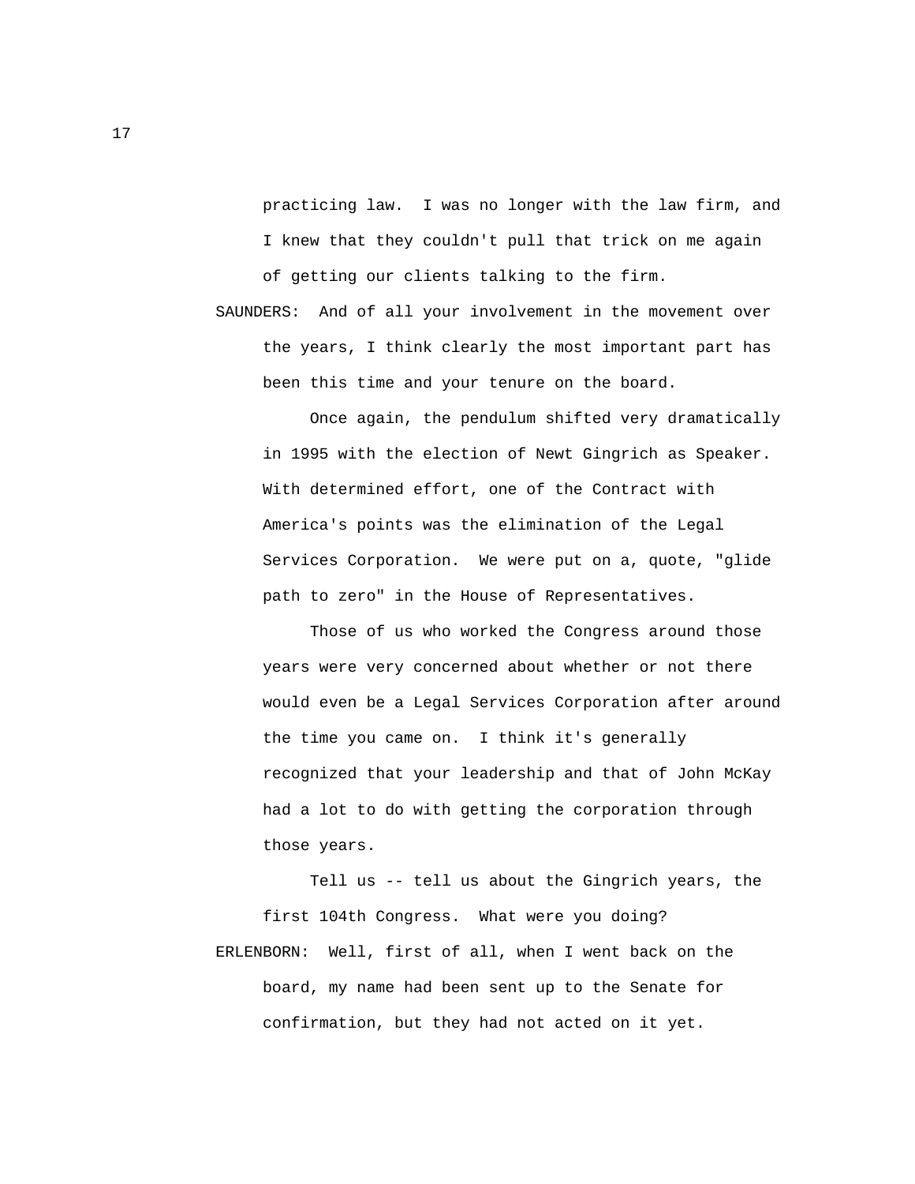practicing law. I was no longer with the law firm, and I knew that they couldn't pull that trick on me again of getting our clients talking to the firm.

SAUNDERS: And of all your involvement in the movement over the years, I think clearly the most important part has been this time and your tenure on the board.

Once again, the pendulum shifted very dramatically in 1995 with the election of Newt Gingrich as Speaker. With determined effort, one of the Contract with America's points was the elimination of the Legal Services Corporation. We were put on a, quote, "glide path to zero" in the House of Representatives.

Those of us who worked the Congress around those years were very concerned about whether or not there would even be a Legal Services Corporation after around the time you came on. I think it's generally recognized that your leadership and that of John McKay had a lot to do with getting the corporation through those years.

Tell us -- tell us about the Gingrich years, the first 104th Congress. What were you doing?

ERLENBORN: Well, first of all, when I went back on the board, my name had been sent up to the Senate for confirmation, but they had not acted on it yet.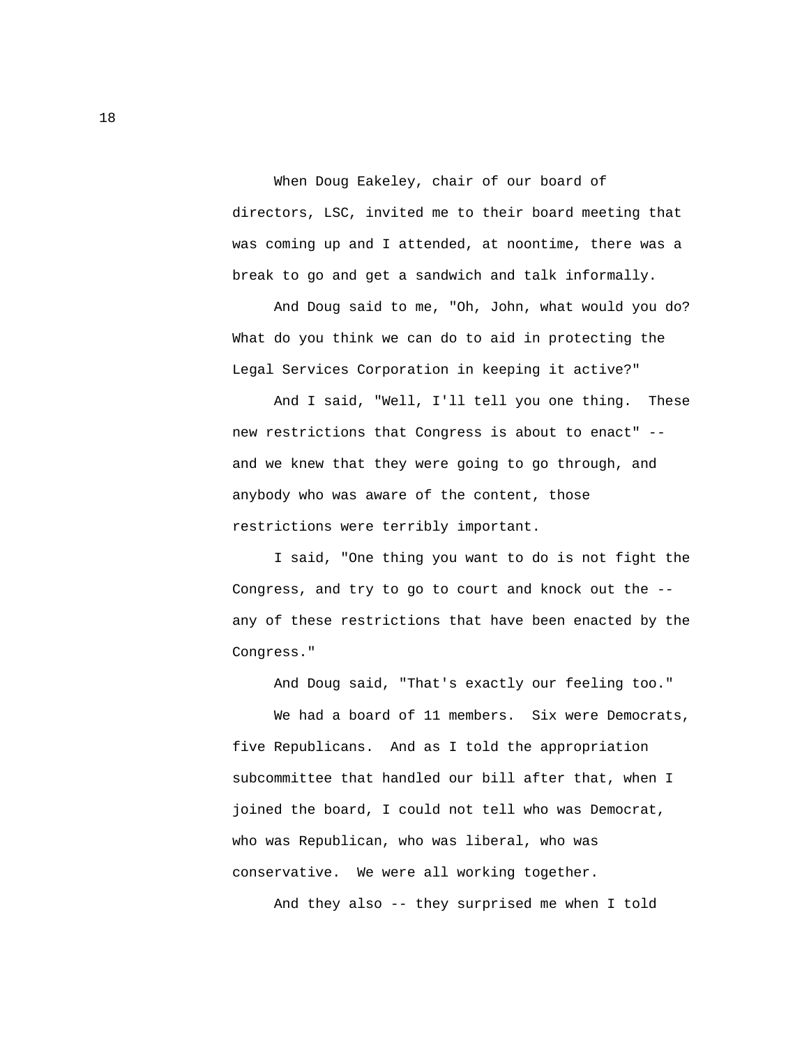When Doug Eakeley, chair of our board of directors, LSC, invited me to their board meeting that was coming up and I attended, at noontime, there was a break to go and get a sandwich and talk informally.

And Doug said to me, "Oh, John, what would you do? What do you think we can do to aid in protecting the Legal Services Corporation in keeping it active?"

And I said, "Well, I'll tell you one thing. These new restrictions that Congress is about to enact" -- and we knew that they were going to go through, and anybody who was aware of the content, those restrictions were terribly important.

I said, "One thing you want to do is not fight the Congress, and try to go to court and knock out the -- any of these restrictions that have been enacted by the Congress."

And Doug said, "That's exactly our feeling too."

We had a board of 11 members. Six were Democrats, five Republicans. And as I told the appropriation subcommittee that handled our bill after that, when I joined the board, I could not tell who was Democrat, who was Republican, who was liberal, who was conservative. We were all working together.

And they also -- they surprised me when I told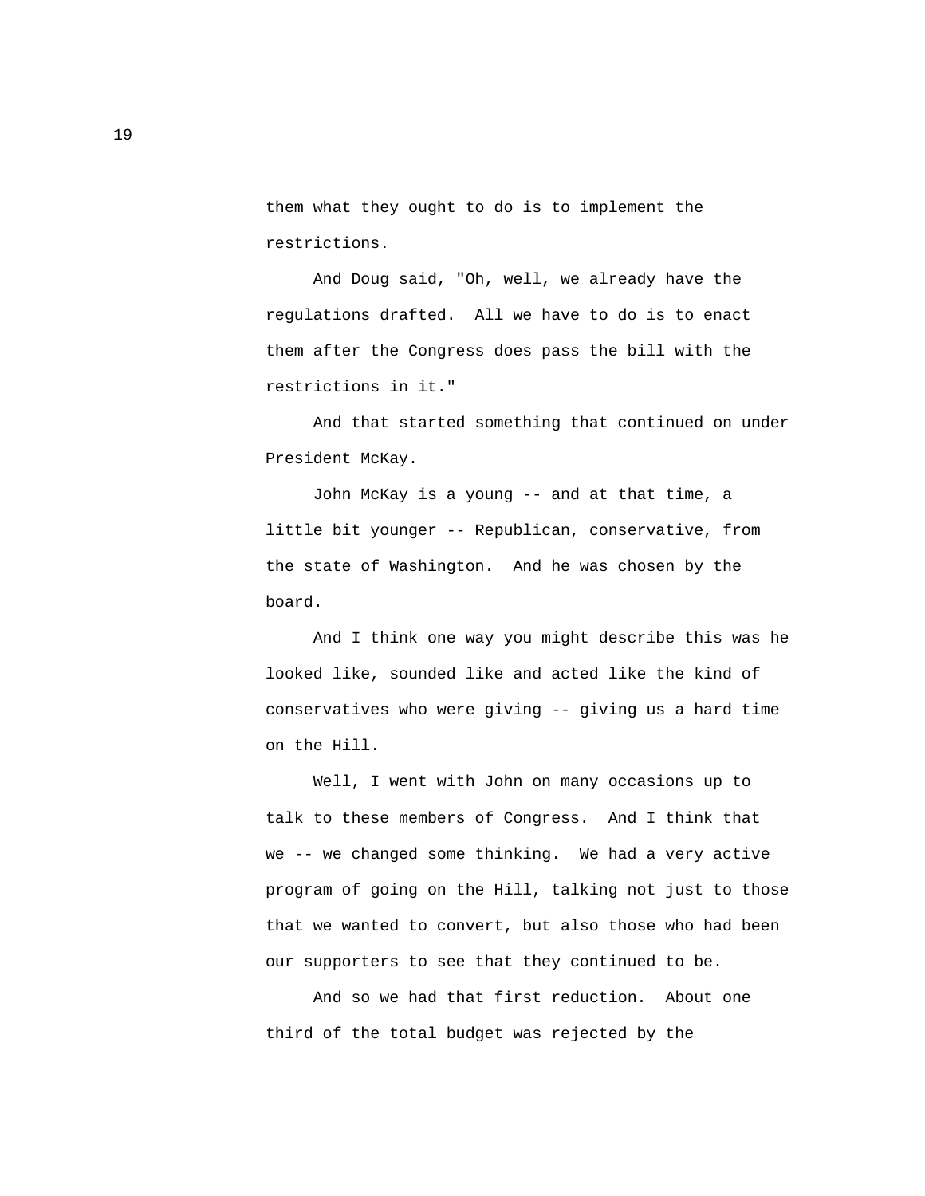them what they ought to do is to implement the restrictions.

And Doug said, "Oh, well, we already have the regulations drafted. All we have to do is to enact them after the Congress does pass the bill with the restrictions in it."

And that started something that continued on under President McKay.

John McKay is a young -- and at that time, a little bit younger -- Republican, conservative, from the state of Washington. And he was chosen by the board.

And I think one way you might describe this was he looked like, sounded like and acted like the kind of conservatives who were giving -- giving us a hard time on the Hill.

Well, I went with John on many occasions up to talk to these members of Congress. And I think that we -- we changed some thinking. We had a very active program of going on the Hill, talking not just to those that we wanted to convert, but also those who had been our supporters to see that they continued to be.

And so we had that first reduction. About one third of the total budget was rejected by the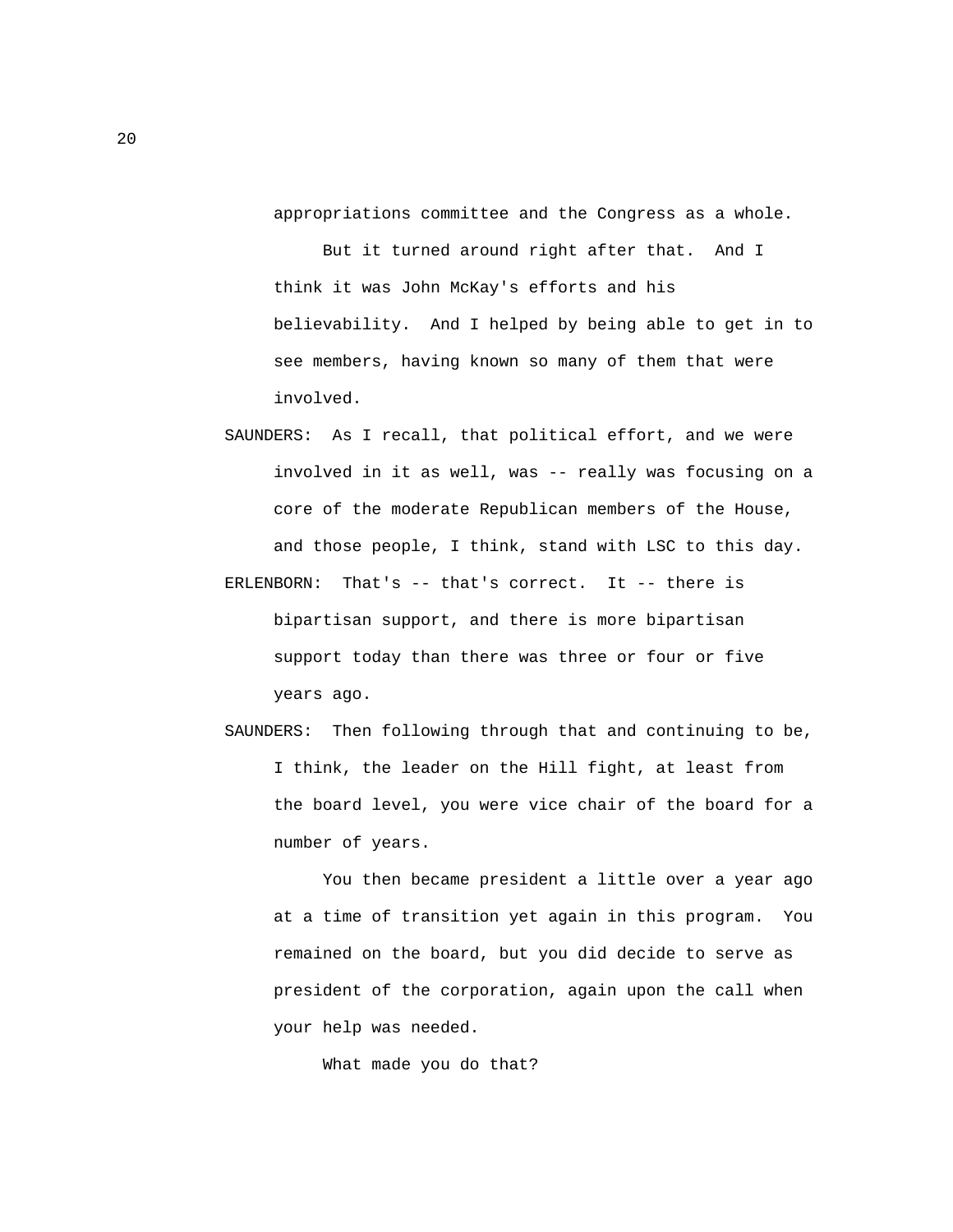appropriations committee and the Congress as a whole.

But it turned around right after that. And I think it was John McKay's efforts and his believability. And I helped by being able to get in to see members, having known so many of them that were involved.

SAUNDERS: As I recall, that political effort, and we were involved in it as well, was -- really was focusing on a core of the moderate Republican members of the House, and those people, I think, stand with LSC to this day.

ERLENBORN: That's -- that's correct. It -- there is bipartisan support, and there is more bipartisan support today than there was three or four or five years ago.

SAUNDERS: Then following through that and continuing to be, I think, the leader on the Hill fight, at least from the board level, you were vice chair of the board for a number of years.

You then became president a little over a year ago at a time of transition yet again in this program. You remained on the board, but you did decide to serve as president of the corporation, again upon the call when your help was needed.

What made you do that?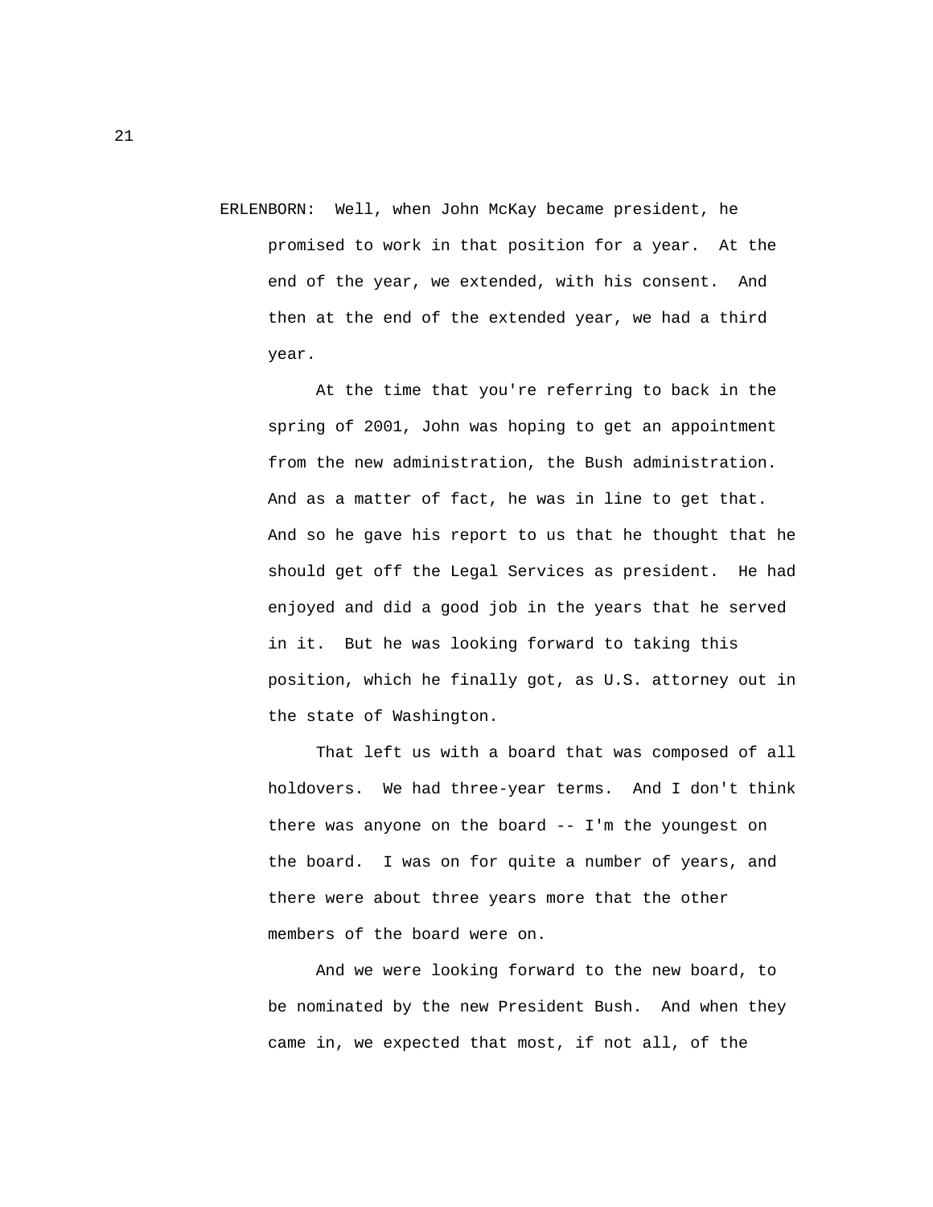ERLENBORN: Well, when John McKay became president, he promised to work in that position for a year. At the end of the year, we extended, with his consent. And then at the end of the extended year, we had a third year.

At the time that you're referring to back in the spring of 2001, John was hoping to get an appointment from the new administration, the Bush administration. And as a matter of fact, he was in line to get that. And so he gave his report to us that he thought that he should get off the Legal Services as president. He had enjoyed and did a good job in the years that he served in it. But he was looking forward to taking this position, which he finally got, as U.S. attorney out in the state of Washington.

That left us with a board that was composed of all holdovers. We had three-year terms. And I don't think there was anyone on the board -- I'm the youngest on the board. I was on for quite a number of years, and there were about three years more that the other members of the board were on.

And we were looking forward to the new board, to be nominated by the new President Bush. And when they came in, we expected that most, if not all, of the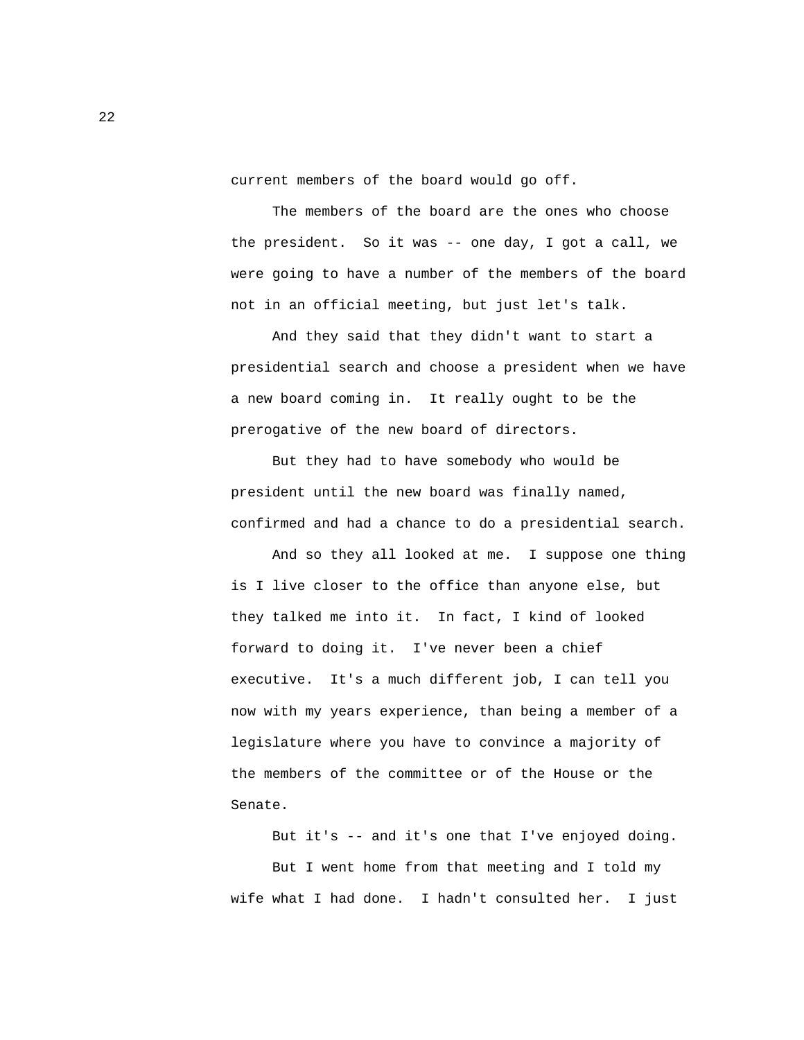current members of the board would go off.

The members of the board are the ones who choose the president. So it was -- one day, I got a call, we were going to have a number of the members of the board not in an official meeting, but just let's talk.

And they said that they didn't want to start a presidential search and choose a president when we have a new board coming in. It really ought to be the prerogative of the new board of directors.

But they had to have somebody who would be president until the new board was finally named, confirmed and had a chance to do a presidential search.

And so they all looked at me. I suppose one thing is I live closer to the office than anyone else, but they talked me into it. In fact, I kind of looked forward to doing it. I've never been a chief executive. It's a much different job, I can tell you now with my years experience, than being a member of a legislature where you have to convince a majority of the members of the committee or of the House or the Senate.

But it's -- and it's one that I've enjoyed doing.

But I went home from that meeting and I told my wife what I had done. I hadn't consulted her. I just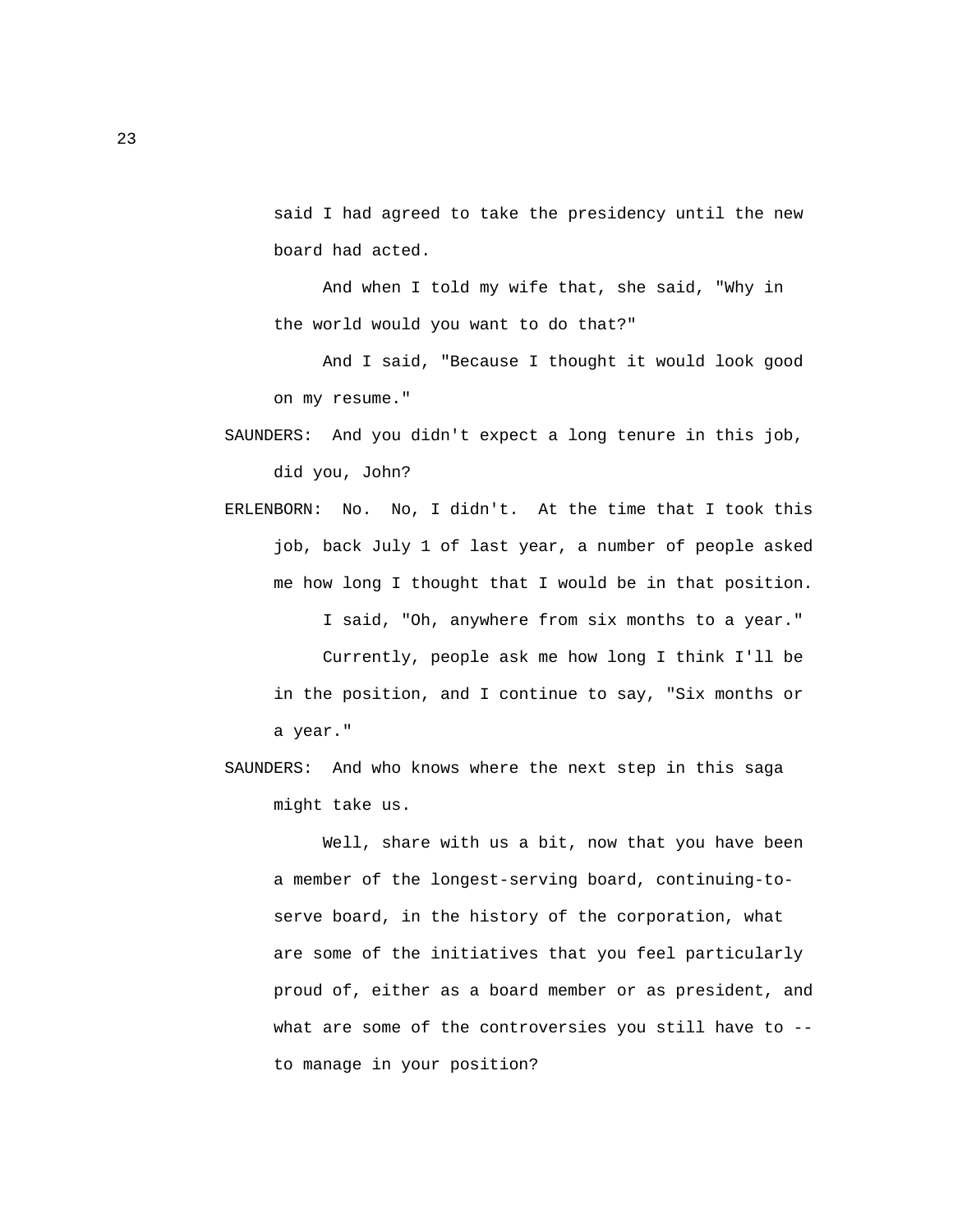said I had agreed to take the presidency until the new board had acted.

And when I told my wife that, she said, "Why in the world would you want to do that?"

And I said, "Because I thought it would look good on my resume."

SAUNDERS: And you didn't expect a long tenure in this job, did you, John?

ERLENBORN: No. No, I didn't. At the time that I took this job, back July 1 of last year, a number of people asked me how long I thought that I would be in that position.

I said, "Oh, anywhere from six months to a year."

Currently, people ask me how long I think I'll be in the position, and I continue to say, "Six months or a year."

SAUNDERS: And who knows where the next step in this saga might take us.

Well, share with us a bit, now that you have been a member of the longest-serving board, continuing-to-serve board, in the history of the corporation, what are some of the initiatives that you feel particularly proud of, either as a board member or as president, and what are some of the controversies you still have to -- to manage in your position?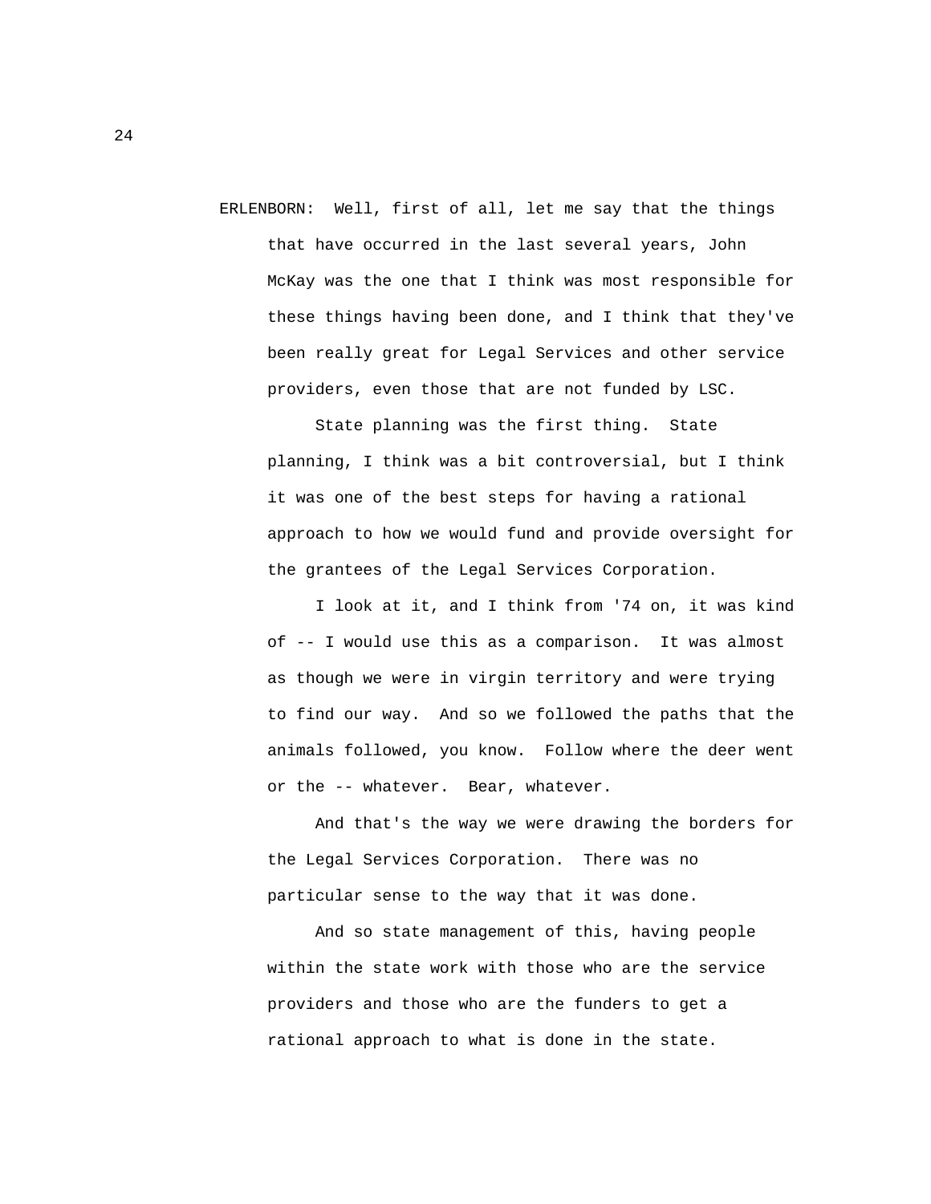ERLENBORN: Well, first of all, let me say that the things that have occurred in the last several years, John McKay was the one that I think was most responsible for these things having been done, and I think that they've been really great for Legal Services and other service providers, even those that are not funded by LSC.

State planning was the first thing. State planning, I think was a bit controversial, but I think it was one of the best steps for having a rational approach to how we would fund and provide oversight for the grantees of the Legal Services Corporation.

I look at it, and I think from '74 on, it was kind of -- I would use this as a comparison. It was almost as though we were in virgin territory and were trying to find our way. And so we followed the paths that the animals followed, you know. Follow where the deer went or the -- whatever. Bear, whatever.

And that's the way we were drawing the borders for the Legal Services Corporation. There was no particular sense to the way that it was done.

And so state management of this, having people within the state work with those who are the service providers and those who are the funders to get a rational approach to what is done in the state.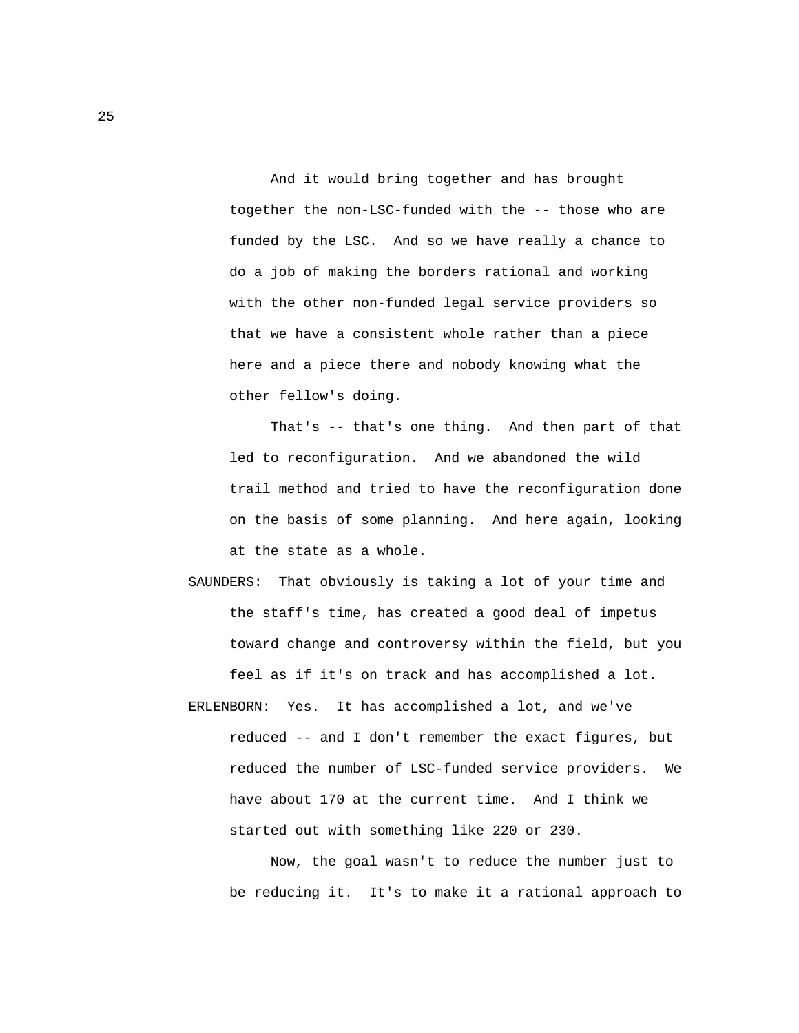And it would bring together and has brought together the non-LSC-funded with the -- those who are funded by the LSC. And so we have really a chance to do a job of making the borders rational and working with the other non-funded legal service providers so that we have a consistent whole rather than a piece here and a piece there and nobody knowing what the other fellow's doing.

That's -- that's one thing. And then part of that led to reconfiguration. And we abandoned the wild trail method and tried to have the reconfiguration done on the basis of some planning. And here again, looking at the state as a whole.

SAUNDERS: That obviously is taking a lot of your time and the staff's time, has created a good deal of impetus toward change and controversy within the field, but you feel as if it's on track and has accomplished a lot.

ERLENBORN: Yes. It has accomplished a lot, and we've reduced -- and I don't remember the exact figures, but reduced the number of LSC-funded service providers. We have about 170 at the current time. And I think we started out with something like 220 or 230.

Now, the goal wasn't to reduce the number just to be reducing it. It's to make it a rational approach to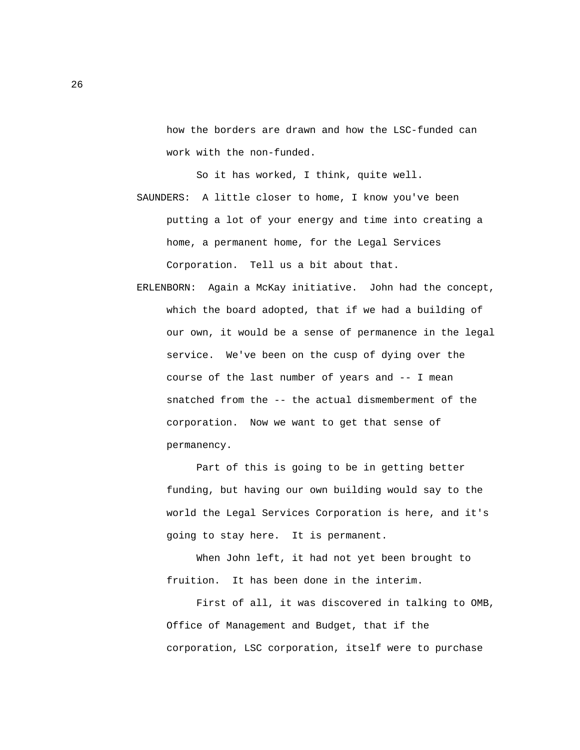how the borders are drawn and how the LSC-funded can work with the non-funded.

So it has worked, I think, quite well.

SAUNDERS: A little closer to home, I know you've been putting a lot of your energy and time into creating a home, a permanent home, for the Legal Services Corporation. Tell us a bit about that.

ERLENBORN: Again a McKay initiative. John had the concept, which the board adopted, that if we had a building of our own, it would be a sense of permanence in the legal service. We've been on the cusp of dying over the course of the last number of years and -- I mean snatched from the -- the actual dismemberment of the corporation. Now we want to get that sense of permanency.

Part of this is going to be in getting better funding, but having our own building would say to the world the Legal Services Corporation is here, and it's going to stay here. It is permanent.

When John left, it had not yet been brought to fruition. It has been done in the interim.

First of all, it was discovered in talking to OMB, Office of Management and Budget, that if the corporation, LSC corporation, itself were to purchase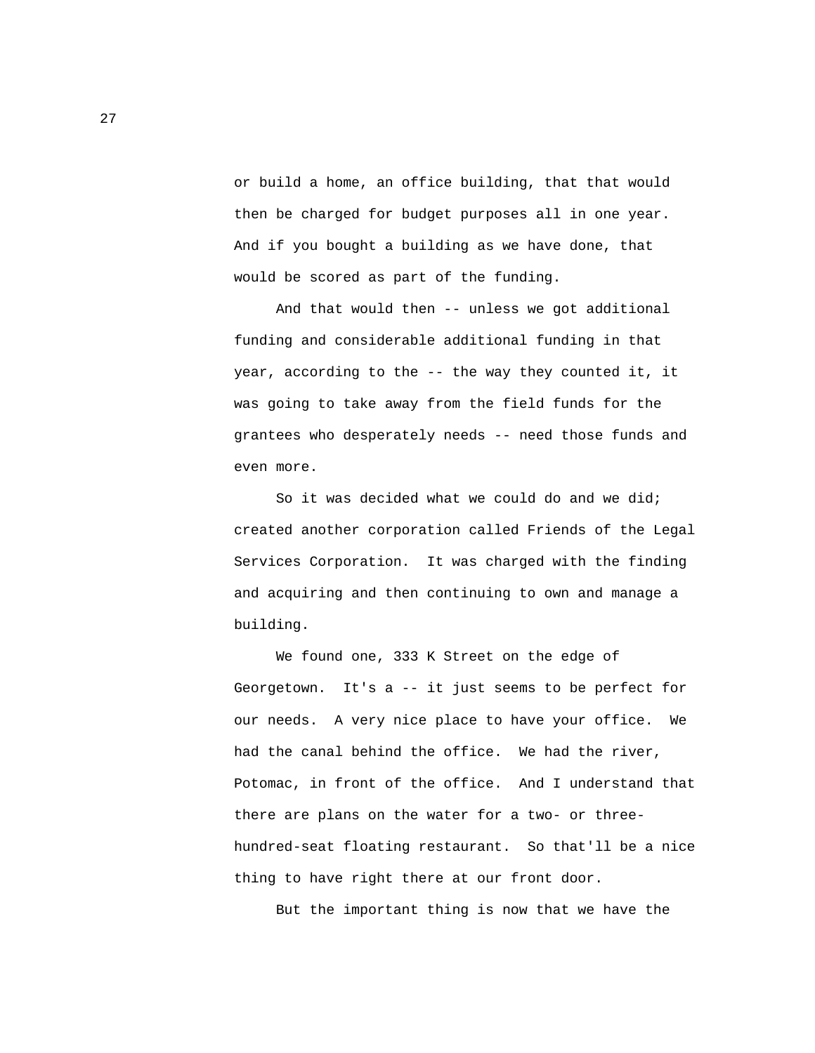or build a home, an office building, that that would then be charged for budget purposes all in one year. And if you bought a building as we have done, that would be scored as part of the funding.

And that would then -- unless we got additional funding and considerable additional funding in that year, according to the -- the way they counted it, it was going to take away from the field funds for the grantees who desperately needs -- need those funds and even more.

So it was decided what we could do and we did; created another corporation called Friends of the Legal Services Corporation. It was charged with the finding and acquiring and then continuing to own and manage a building.

We found one, 333 K Street on the edge of Georgetown. It's a -- it just seems to be perfect for our needs. A very nice place to have your office. We had the canal behind the office. We had the river, Potomac, in front of the office. And I understand that there are plans on the water for a two- or three-hundred-seat floating restaurant. So that'll be a nice thing to have right there at our front door.

But the important thing is now that we have the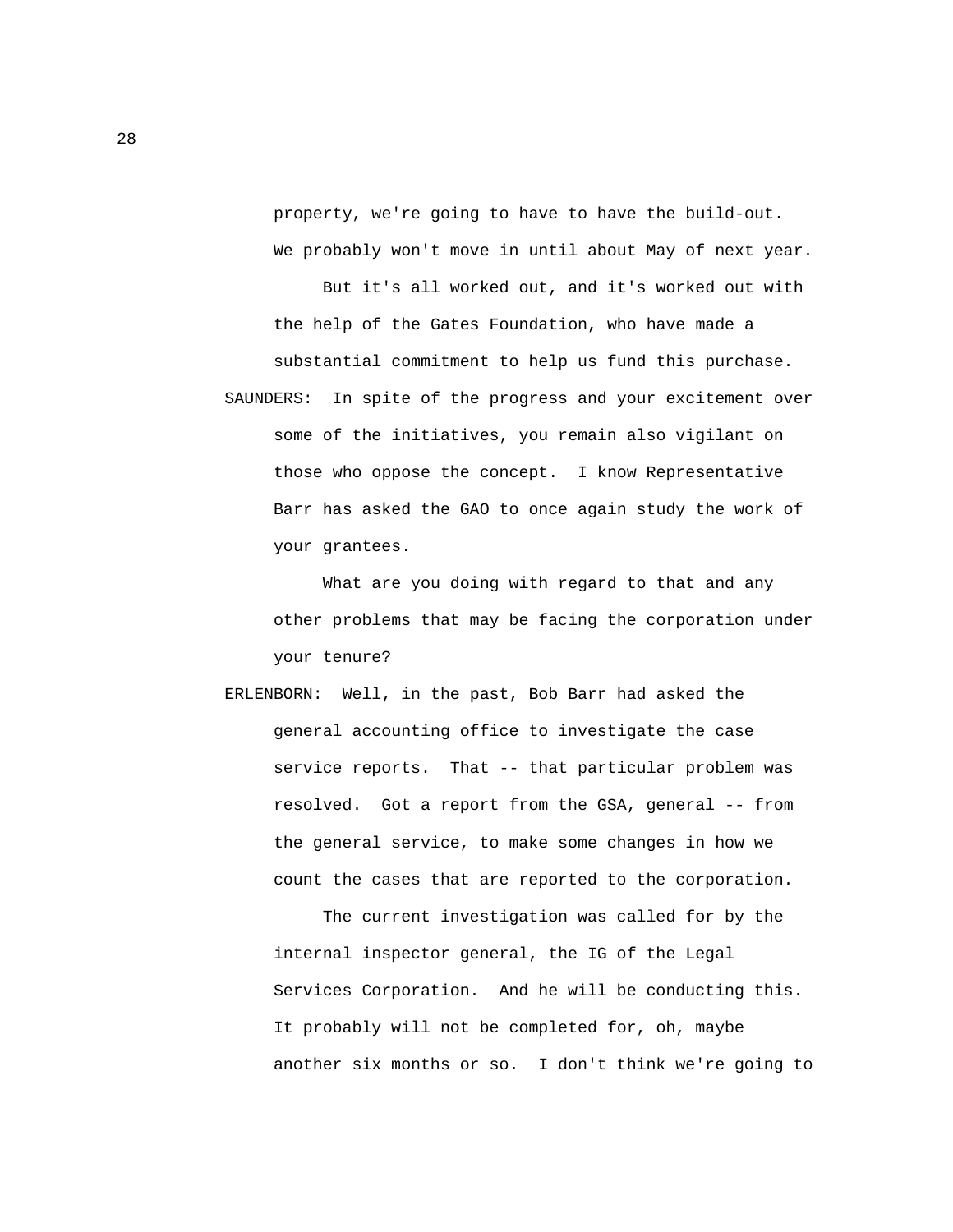property, we're going to have to have the build-out. We probably won't move in until about May of next year.

But it's all worked out, and it's worked out with the help of the Gates Foundation, who have made a substantial commitment to help us fund this purchase.

SAUNDERS: In spite of the progress and your excitement over some of the initiatives, you remain also vigilant on those who oppose the concept. I know Representative Barr has asked the GAO to once again study the work of your grantees.

What are you doing with regard to that and any other problems that may be facing the corporation under your tenure?

ERLENBORN: Well, in the past, Bob Barr had asked the general accounting office to investigate the case service reports. That -- that particular problem was resolved. Got a report from the GSA, general -- from the general service, to make some changes in how we count the cases that are reported to the corporation.

The current investigation was called for by the internal inspector general, the IG of the Legal Services Corporation. And he will be conducting this. It probably will not be completed for, oh, maybe another six months or so. I don't think we're going to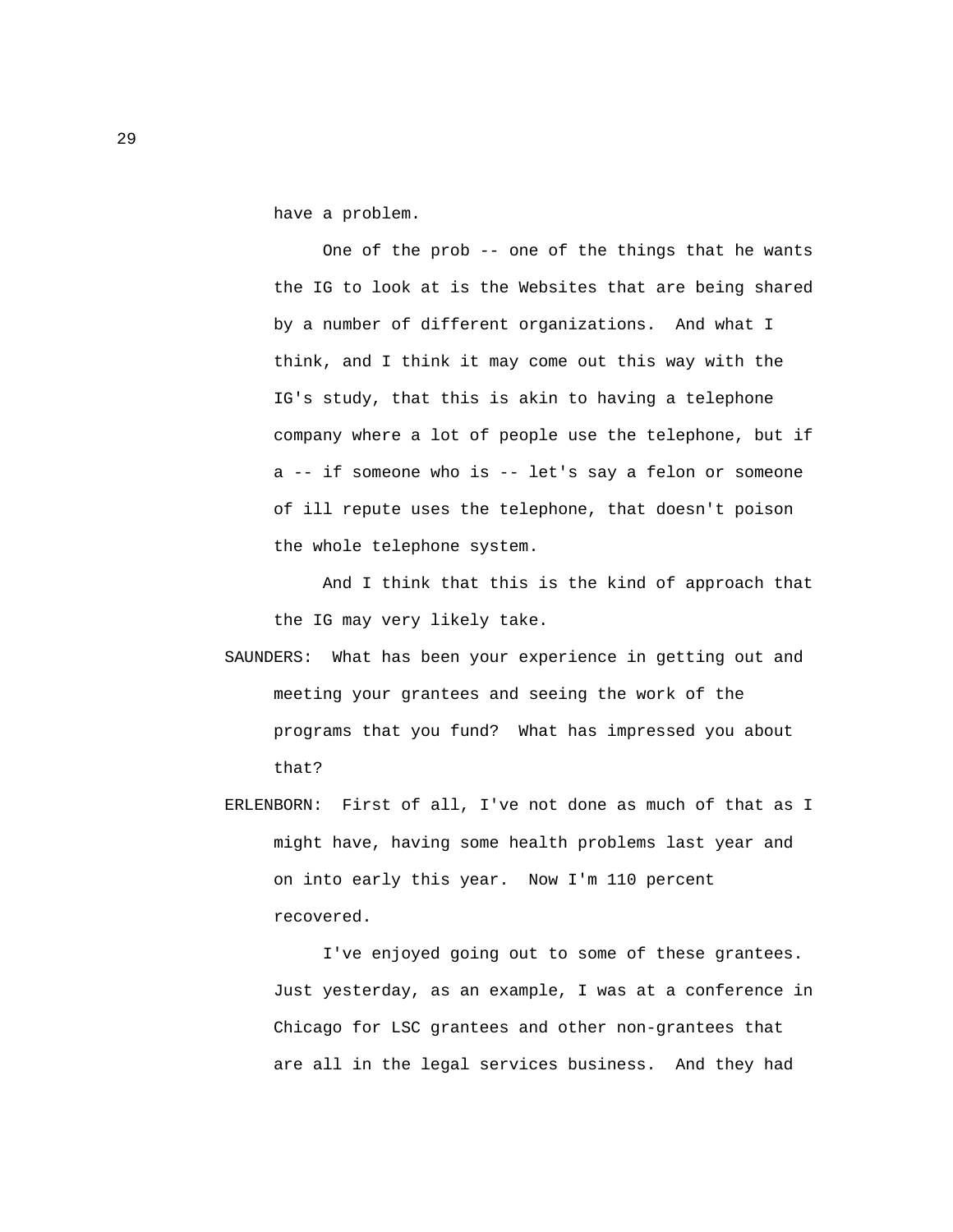have a problem.

One of the prob -- one of the things that he wants the IG to look at is the Websites that are being shared by a number of different organizations. And what I think, and I think it may come out this way with the IG's study, that this is akin to having a telephone company where a lot of people use the telephone, but if a -- if someone who is -- let's say a felon or someone of ill repute uses the telephone, that doesn't poison the whole telephone system.

And I think that this is the kind of approach that the IG may very likely take.

SAUNDERS: What has been your experience in getting out and meeting your grantees and seeing the work of the programs that you fund? What has impressed you about that?

ERLENBORN: First of all, I've not done as much of that as I might have, having some health problems last year and on into early this year. Now I'm 110 percent recovered.

I've enjoyed going out to some of these grantees. Just yesterday, as an example, I was at a conference in Chicago for LSC grantees and other non-grantees that are all in the legal services business. And they had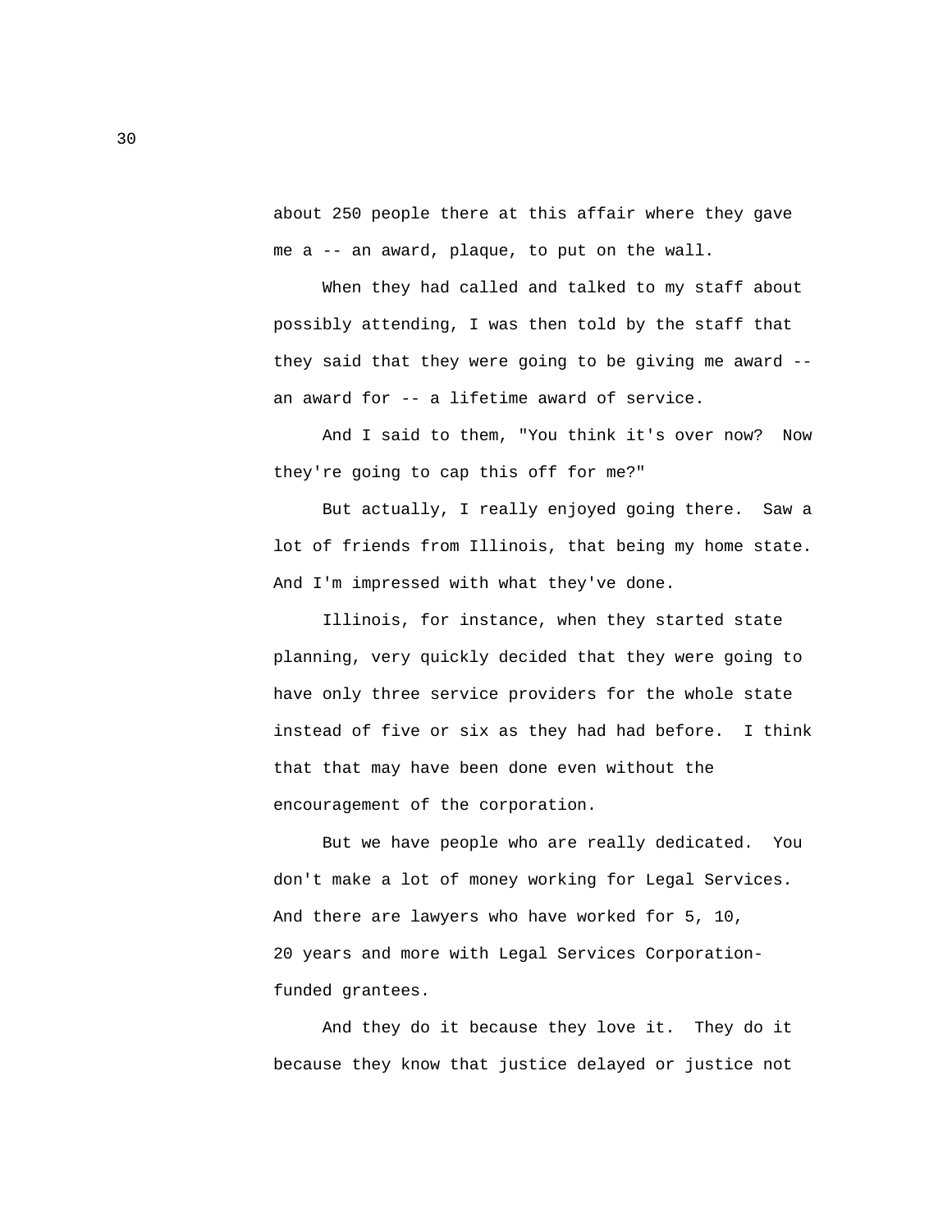about 250 people there at this affair where they gave me a -- an award, plaque, to put on the wall.

When they had called and talked to my staff about possibly attending, I was then told by the staff that they said that they were going to be giving me award -- an award for -- a lifetime award of service.

And I said to them, "You think it's over now? Now they're going to cap this off for me?"

But actually, I really enjoyed going there. Saw a lot of friends from Illinois, that being my home state. And I'm impressed with what they've done.

Illinois, for instance, when they started state planning, very quickly decided that they were going to have only three service providers for the whole state instead of five or six as they had had before. I think that that may have been done even without the encouragement of the corporation.

But we have people who are really dedicated. You don't make a lot of money working for Legal Services. And there are lawyers who have worked for 5, 10, 20 years and more with Legal Services Corporation-funded grantees.

And they do it because they love it. They do it because they know that justice delayed or justice not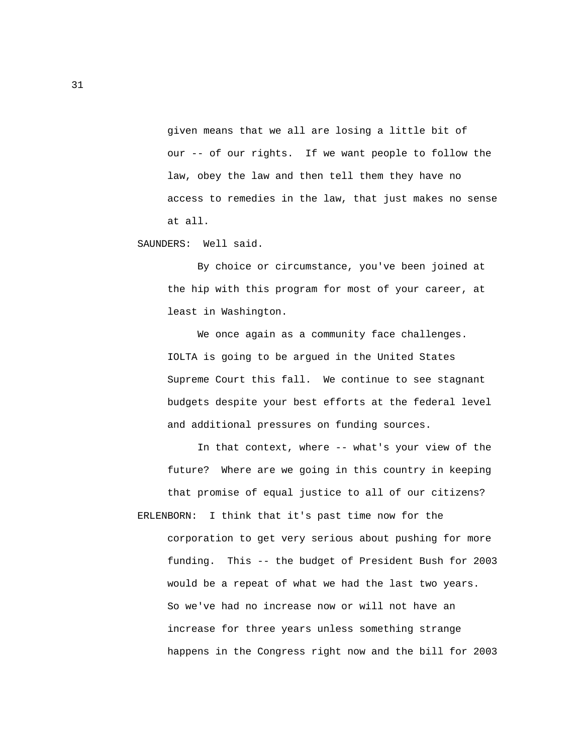given means that we all are losing a little bit of our -- of our rights. If we want people to follow the law, obey the law and then tell them they have no access to remedies in the law, that just makes no sense at all.

SAUNDERS: Well said.

By choice or circumstance, you've been joined at the hip with this program for most of your career, at least in Washington.

We once again as a community face challenges. IOLTA is going to be argued in the United States Supreme Court this fall. We continue to see stagnant budgets despite your best efforts at the federal level and additional pressures on funding sources.

In that context, where -- what's your view of the future? Where are we going in this country in keeping that promise of equal justice to all of our citizens?

ERLENBORN: I think that it's past time now for the corporation to get very serious about pushing for more funding. This -- the budget of President Bush for 2003 would be a repeat of what we had the last two years. So we've had no increase now or will not have an increase for three years unless something strange happens in the Congress right now and the bill for 2003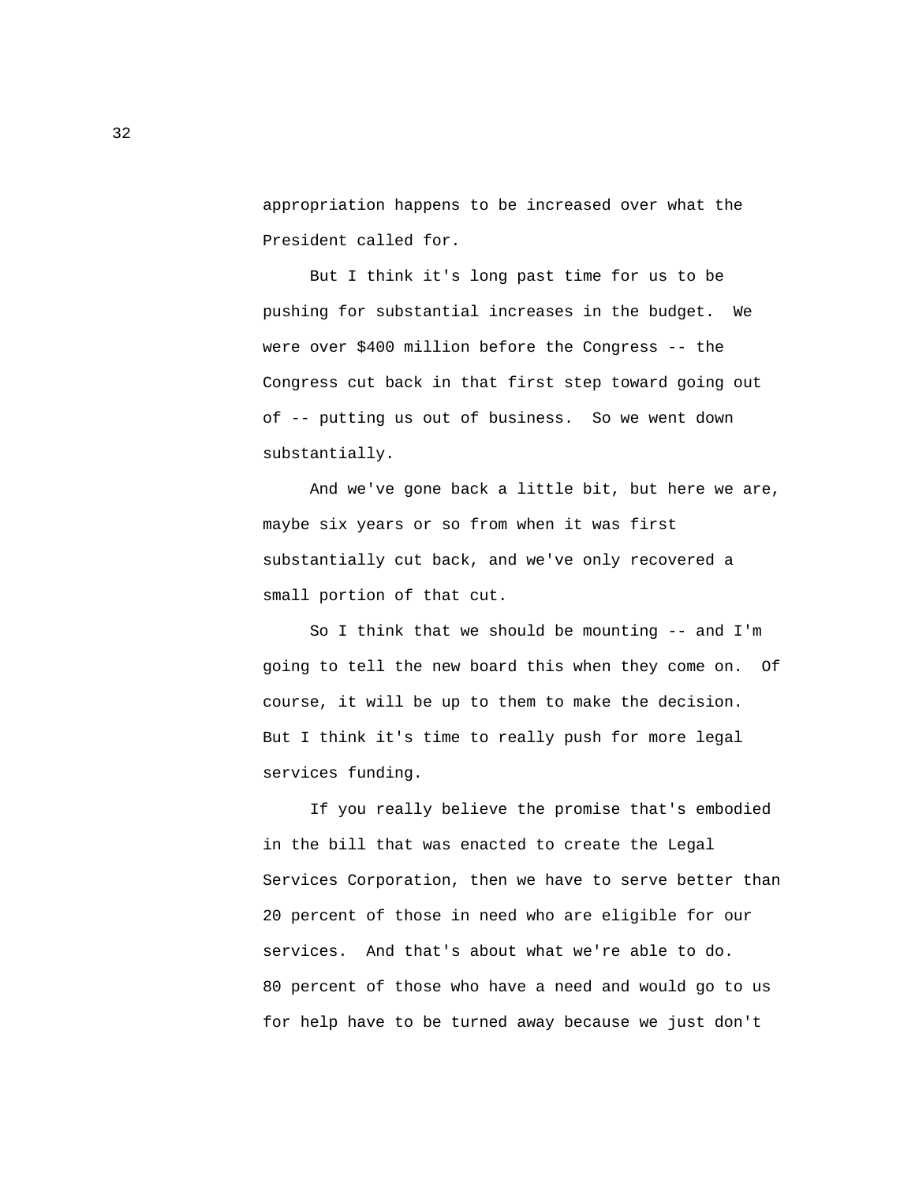appropriation happens to be increased over what the President called for.

But I think it's long past time for us to be pushing for substantial increases in the budget. We were over $400 million before the Congress -- the Congress cut back in that first step toward going out of -- putting us out of business. So we went down substantially.

And we've gone back a little bit, but here we are, maybe six years or so from when it was first substantially cut back, and we've only recovered a small portion of that cut.

So I think that we should be mounting -- and I'm going to tell the new board this when they come on. Of course, it will be up to them to make the decision. But I think it's time to really push for more legal services funding.

If you really believe the promise that's embodied in the bill that was enacted to create the Legal Services Corporation, then we have to serve better than 20 percent of those in need who are eligible for our services. And that's about what we're able to do. 80 percent of those who have a need and would go to us for help have to be turned away because we just don't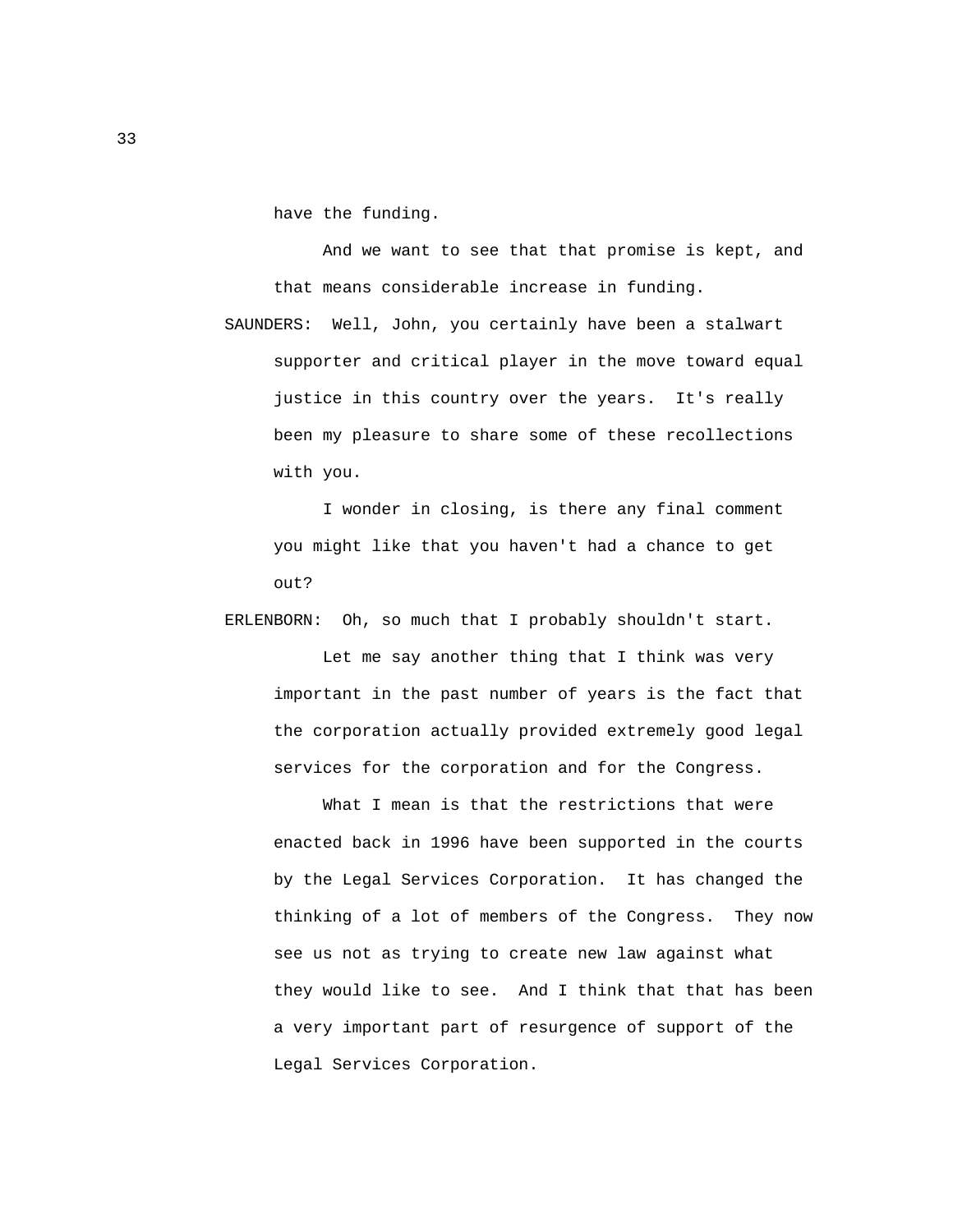have the funding.

And we want to see that that promise is kept, and that means considerable increase in funding.

SAUNDERS: Well, John, you certainly have been a stalwart supporter and critical player in the move toward equal justice in this country over the years. It's really been my pleasure to share some of these recollections with you.

I wonder in closing, is there any final comment you might like that you haven't had a chance to get out?

ERLENBORN: Oh, so much that I probably shouldn't start.

Let me say another thing that I think was very important in the past number of years is the fact that the corporation actually provided extremely good legal services for the corporation and for the Congress.

What I mean is that the restrictions that were enacted back in 1996 have been supported in the courts by the Legal Services Corporation. It has changed the thinking of a lot of members of the Congress. They now see us not as trying to create new law against what they would like to see. And I think that that has been a very important part of resurgence of support of the Legal Services Corporation.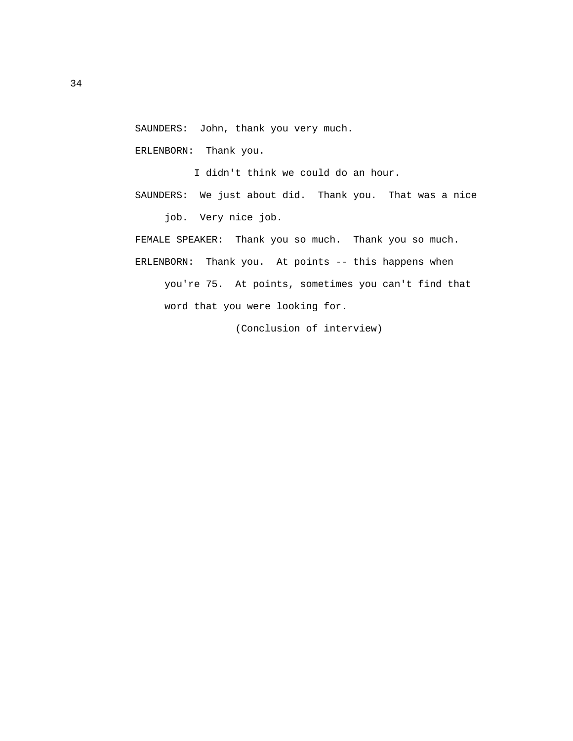SAUNDERS: John, thank you very much.

ERLENBORN: Thank you.

I didn't think we could do an hour.

SAUNDERS: We just about did. Thank you. That was a nice job. Very nice job.

FEMALE SPEAKER: Thank you so much. Thank you so much.

ERLENBORN: Thank you. At points -- this happens when you're 75. At points, sometimes you can't find that word that you were looking for.

(Conclusion of interview)